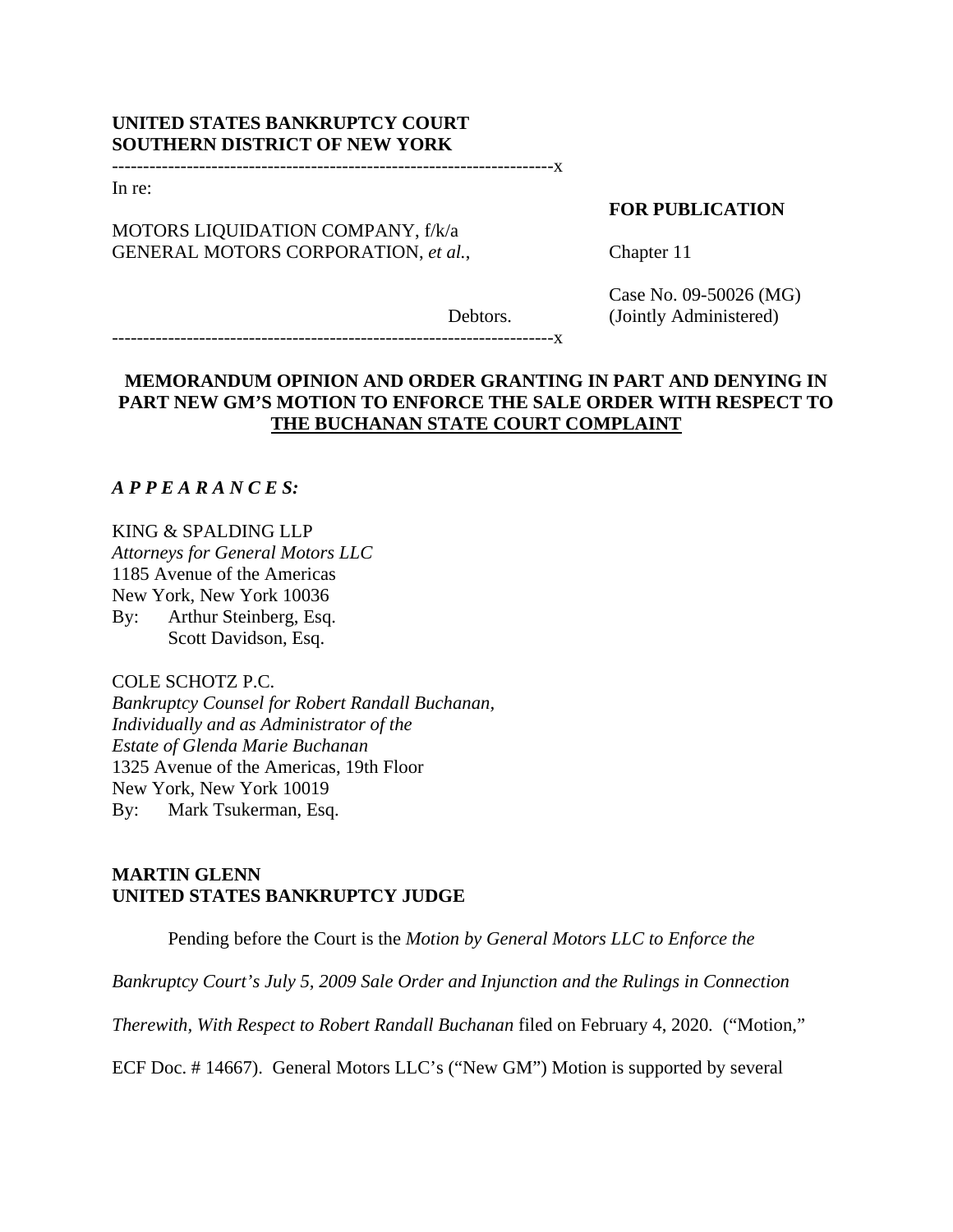**UNITED STATES BANKRUPTCY COURT**
**SOUTHERN DISTRICT OF NEW YORK**

---------------------------------------------------------------------x

In re:

**FOR PUBLICATION**

MOTORS LIQUIDATION COMPANY, f/k/a
GENERAL MOTORS CORPORATION, *et al.*,

Chapter 11

Case No. 09-50026 (MG)
(Jointly Administered)

Debtors.

---------------------------------------------------------------------x

**MEMORANDUM OPINION AND ORDER GRANTING IN PART AND DENYING IN PART NEW GM'S MOTION TO ENFORCE THE SALE ORDER WITH RESPECT TO THE BUCHANAN STATE COURT COMPLAINT**

***A P P E A R A N C E S:***

KING & SPALDING LLP
*Attorneys for General Motors LLC*
1185 Avenue of the Americas
New York, New York 10036
By: Arthur Steinberg, Esq.
Scott Davidson, Esq.

COLE SCHOTZ P.C.
*Bankruptcy Counsel for Robert Randall Buchanan, Individually and as Administrator of the Estate of Glenda Marie Buchanan*
1325 Avenue of the Americas, 19th Floor
New York, New York 10019
By: Mark Tsukerman, Esq.

**MARTIN GLENN**
**UNITED STATES BANKRUPTCY JUDGE**

Pending before the Court is the *Motion by General Motors LLC to Enforce the Bankruptcy Court's July 5, 2009 Sale Order and Injunction and the Rulings in Connection Therewith, With Respect to Robert Randall Buchanan* filed on February 4, 2020. ("Motion," ECF Doc. # 14667). General Motors LLC's ("New GM") Motion is supported by several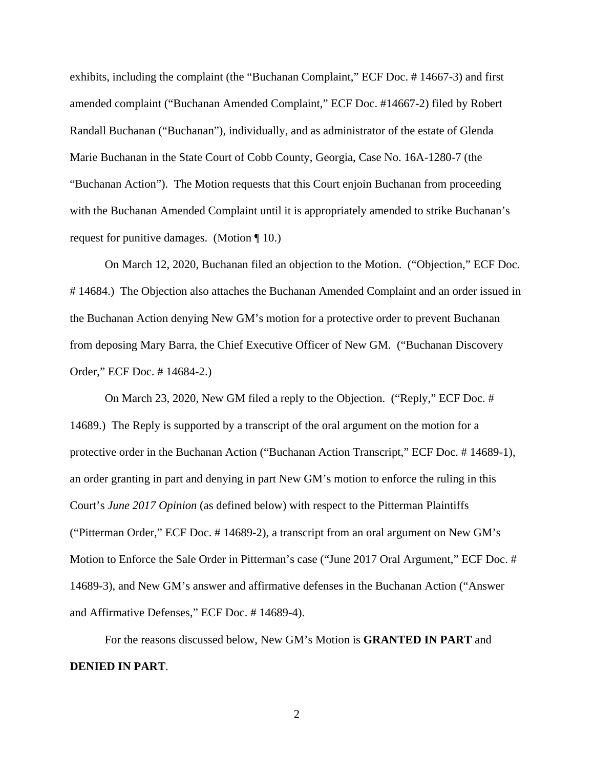exhibits, including the complaint (the "Buchanan Complaint," ECF Doc. # 14667-3) and first amended complaint ("Buchanan Amended Complaint," ECF Doc. #14667-2) filed by Robert Randall Buchanan ("Buchanan"), individually, and as administrator of the estate of Glenda Marie Buchanan in the State Court of Cobb County, Georgia, Case No. 16A-1280-7 (the "Buchanan Action"). The Motion requests that this Court enjoin Buchanan from proceeding with the Buchanan Amended Complaint until it is appropriately amended to strike Buchanan's request for punitive damages. (Motion ¶ 10.)

On March 12, 2020, Buchanan filed an objection to the Motion. ("Objection," ECF Doc. # 14684.) The Objection also attaches the Buchanan Amended Complaint and an order issued in the Buchanan Action denying New GM's motion for a protective order to prevent Buchanan from deposing Mary Barra, the Chief Executive Officer of New GM. ("Buchanan Discovery Order," ECF Doc. # 14684-2.)

On March 23, 2020, New GM filed a reply to the Objection. ("Reply," ECF Doc. # 14689.) The Reply is supported by a transcript of the oral argument on the motion for a protective order in the Buchanan Action ("Buchanan Action Transcript," ECF Doc. # 14689-1), an order granting in part and denying in part New GM's motion to enforce the ruling in this Court's *June 2017 Opinion* (as defined below) with respect to the Pitterman Plaintiffs ("Pitterman Order," ECF Doc. # 14689-2), a transcript from an oral argument on New GM's Motion to Enforce the Sale Order in Pitterman's case ("June 2017 Oral Argument," ECF Doc. # 14689-3), and New GM's answer and affirmative defenses in the Buchanan Action ("Answer and Affirmative Defenses," ECF Doc. # 14689-4).

For the reasons discussed below, New GM's Motion is **GRANTED IN PART** and **DENIED IN PART**.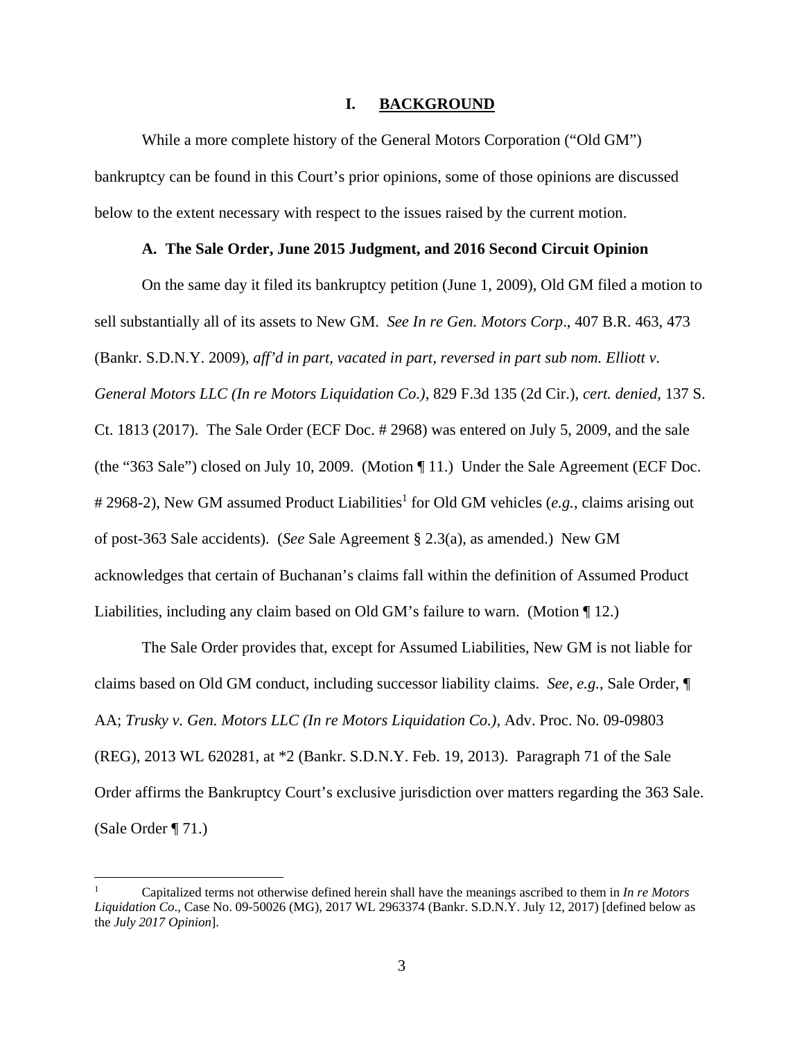# I. BACKGROUND

While a more complete history of the General Motors Corporation ("Old GM") bankruptcy can be found in this Court's prior opinions, some of those opinions are discussed below to the extent necessary with respect to the issues raised by the current motion.

## A. The Sale Order, June 2015 Judgment, and 2016 Second Circuit Opinion

On the same day it filed its bankruptcy petition (June 1, 2009), Old GM filed a motion to sell substantially all of its assets to New GM. *See In re Gen. Motors Corp*., 407 B.R. 463, 473 (Bankr. S.D.N.Y. 2009), *aff'd in part, vacated in part, reversed in part sub nom. Elliott v. General Motors LLC (In re Motors Liquidation Co.)*, 829 F.3d 135 (2d Cir.), *cert. denied*, 137 S. Ct. 1813 (2017). The Sale Order (ECF Doc. # 2968) was entered on July 5, 2009, and the sale (the "363 Sale") closed on July 10, 2009. (Motion ¶ 11.) Under the Sale Agreement (ECF Doc. # 2968-2), New GM assumed Product Liabilities[1] for Old GM vehicles (*e.g.*, claims arising out of post-363 Sale accidents). (*See* Sale Agreement § 2.3(a), as amended.) New GM acknowledges that certain of Buchanan's claims fall within the definition of Assumed Product Liabilities, including any claim based on Old GM's failure to warn. (Motion ¶ 12.)

The Sale Order provides that, except for Assumed Liabilities, New GM is not liable for claims based on Old GM conduct, including successor liability claims. *See, e.g.*, Sale Order, ¶ AA; *Trusky v. Gen. Motors LLC (In re Motors Liquidation Co.)*, Adv. Proc. No. 09-09803 (REG), 2013 WL 620281, at *2 (Bankr. S.D.N.Y. Feb. 19, 2013). Paragraph 71 of the Sale Order affirms the Bankruptcy Court's exclusive jurisdiction over matters regarding the 363 Sale. (Sale Order ¶ 71.)

---

[1] Capitalized terms not otherwise defined herein shall have the meanings ascribed to them in *In re Motors Liquidation Co*., Case No. 09-50026 (MG), 2017 WL 2963374 (Bankr. S.D.N.Y. July 12, 2017) [defined below as the *July 2017 Opinion*].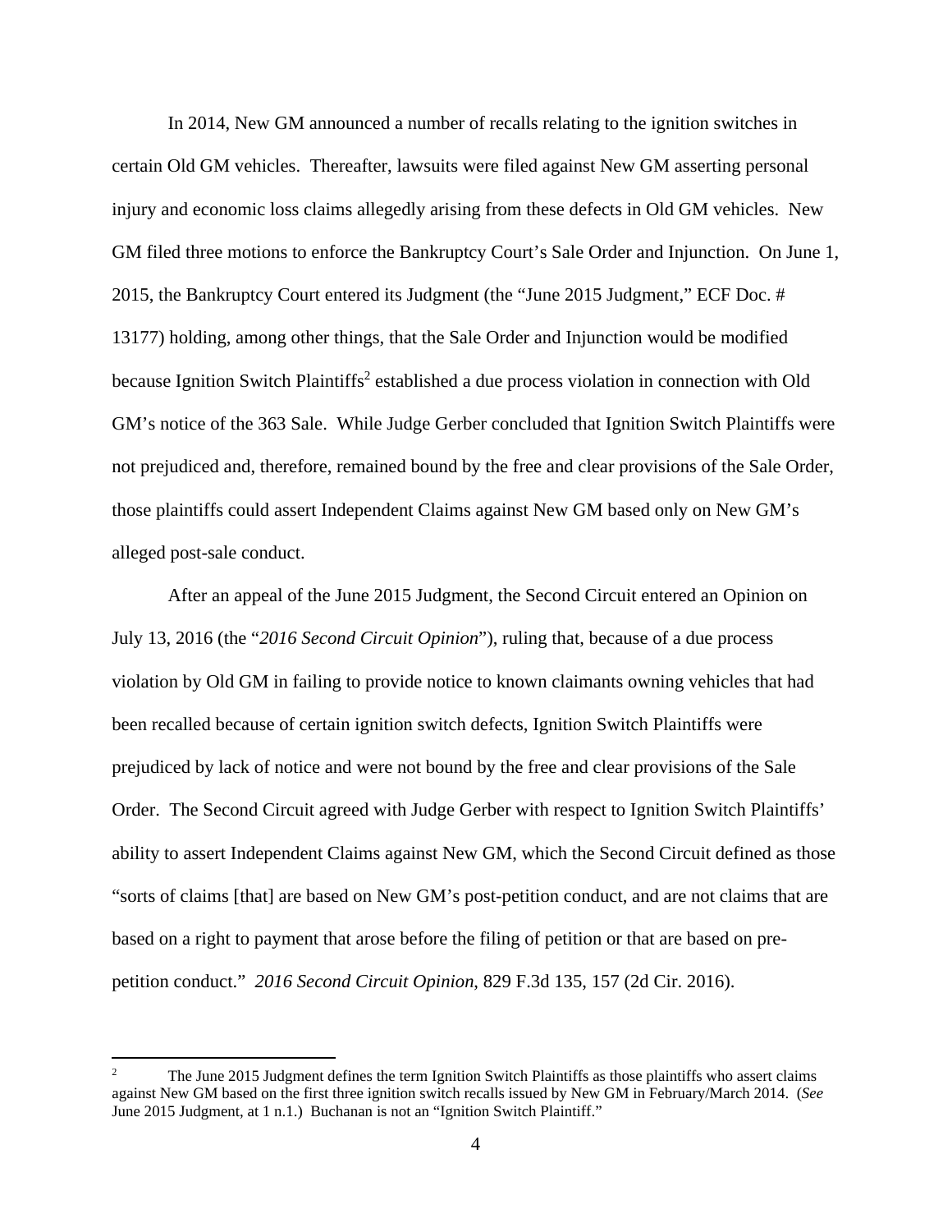In 2014, New GM announced a number of recalls relating to the ignition switches in certain Old GM vehicles. Thereafter, lawsuits were filed against New GM asserting personal injury and economic loss claims allegedly arising from these defects in Old GM vehicles. New GM filed three motions to enforce the Bankruptcy Court's Sale Order and Injunction. On June 1, 2015, the Bankruptcy Court entered its Judgment (the "June 2015 Judgment," ECF Doc. # 13177) holding, among other things, that the Sale Order and Injunction would be modified because Ignition Switch Plaintiffs[2] established a due process violation in connection with Old GM's notice of the 363 Sale. While Judge Gerber concluded that Ignition Switch Plaintiffs were not prejudiced and, therefore, remained bound by the free and clear provisions of the Sale Order, those plaintiffs could assert Independent Claims against New GM based only on New GM's alleged post-sale conduct.

After an appeal of the June 2015 Judgment, the Second Circuit entered an Opinion on July 13, 2016 (the "*2016 Second Circuit Opinion*"), ruling that, because of a due process violation by Old GM in failing to provide notice to known claimants owning vehicles that had been recalled because of certain ignition switch defects, Ignition Switch Plaintiffs were prejudiced by lack of notice and were not bound by the free and clear provisions of the Sale Order. The Second Circuit agreed with Judge Gerber with respect to Ignition Switch Plaintiffs' ability to assert Independent Claims against New GM, which the Second Circuit defined as those "sorts of claims [that] are based on New GM's post-petition conduct, and are not claims that are based on a right to payment that arose before the filing of petition or that are based on pre-petition conduct." *2016 Second Circuit Opinion*, 829 F.3d 135, 157 (2d Cir. 2016).

---

[2] The June 2015 Judgment defines the term Ignition Switch Plaintiffs as those plaintiffs who assert claims against New GM based on the first three ignition switch recalls issued by New GM in February/March 2014. (*See* June 2015 Judgment, at 1 n.1.) Buchanan is not an "Ignition Switch Plaintiff."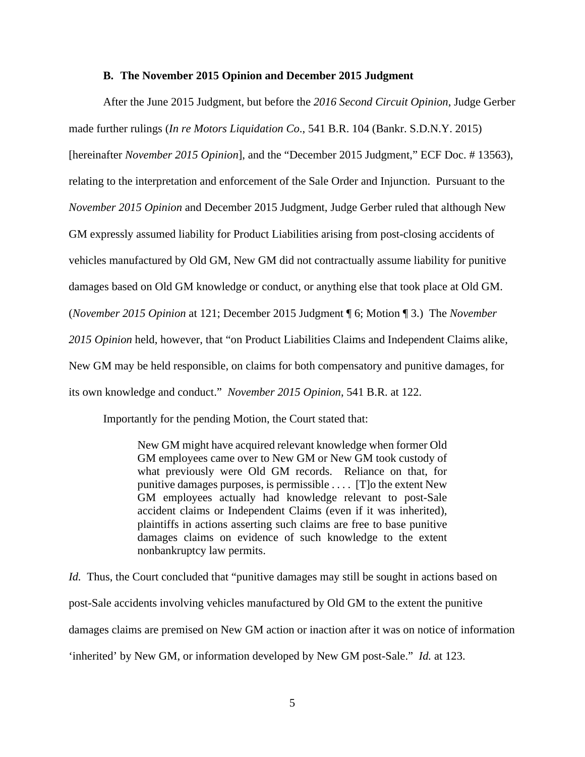### B. The November 2015 Opinion and December 2015 Judgment

After the June 2015 Judgment, but before the *2016 Second Circuit Opinion*, Judge Gerber made further rulings (*In re Motors Liquidation Co*., 541 B.R. 104 (Bankr. S.D.N.Y. 2015) [hereinafter *November 2015 Opinion*], and the "December 2015 Judgment," ECF Doc. # 13563), relating to the interpretation and enforcement of the Sale Order and Injunction. Pursuant to the *November 2015 Opinion* and December 2015 Judgment, Judge Gerber ruled that although New GM expressly assumed liability for Product Liabilities arising from post-closing accidents of vehicles manufactured by Old GM, New GM did not contractually assume liability for punitive damages based on Old GM knowledge or conduct, or anything else that took place at Old GM. (*November 2015 Opinion* at 121; December 2015 Judgment ¶ 6; Motion ¶ 3.) The *November 2015 Opinion* held, however, that "on Product Liabilities Claims and Independent Claims alike, New GM may be held responsible, on claims for both compensatory and punitive damages, for its own knowledge and conduct." *November 2015 Opinion*, 541 B.R. at 122.

Importantly for the pending Motion, the Court stated that:

> New GM might have acquired relevant knowledge when former Old GM employees came over to New GM or New GM took custody of what previously were Old GM records. Reliance on that, for punitive damages purposes, is permissible . . . . [T]o the extent New GM employees actually had knowledge relevant to post-Sale accident claims or Independent Claims (even if it was inherited), plaintiffs in actions asserting such claims are free to base punitive damages claims on evidence of such knowledge to the extent nonbankruptcy law permits.

*Id.* Thus, the Court concluded that "punitive damages may still be sought in actions based on post-Sale accidents involving vehicles manufactured by Old GM to the extent the punitive damages claims are premised on New GM action or inaction after it was on notice of information 'inherited' by New GM, or information developed by New GM post-Sale." *Id.* at 123.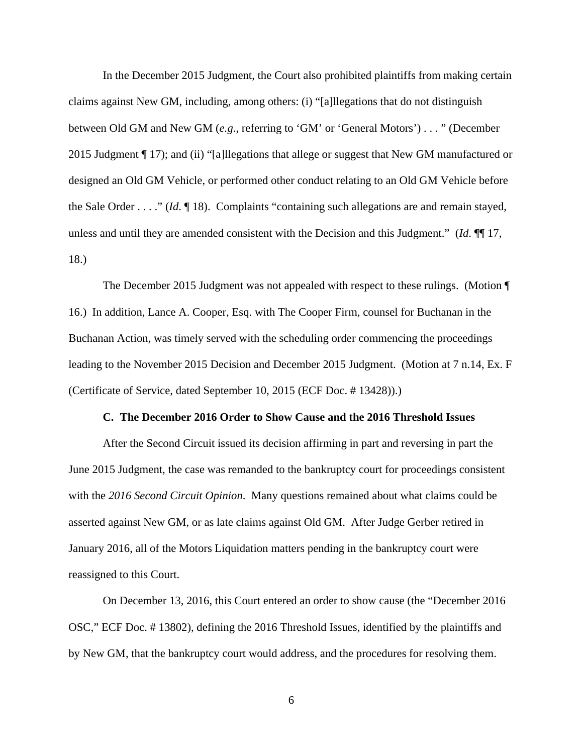In the December 2015 Judgment, the Court also prohibited plaintiffs from making certain claims against New GM, including, among others: (i) "[a]llegations that do not distinguish between Old GM and New GM (*e.g*., referring to 'GM' or 'General Motors') . . . " (December 2015 Judgment ¶ 17); and (ii) "[a]llegations that allege or suggest that New GM manufactured or designed an Old GM Vehicle, or performed other conduct relating to an Old GM Vehicle before the Sale Order . . . ." (*Id*. ¶ 18). Complaints "containing such allegations are and remain stayed, unless and until they are amended consistent with the Decision and this Judgment." (*Id*. ¶¶ 17, 18.)

The December 2015 Judgment was not appealed with respect to these rulings. (Motion ¶ 16.) In addition, Lance A. Cooper, Esq. with The Cooper Firm, counsel for Buchanan in the Buchanan Action, was timely served with the scheduling order commencing the proceedings leading to the November 2015 Decision and December 2015 Judgment. (Motion at 7 n.14, Ex. F (Certificate of Service, dated September 10, 2015 (ECF Doc. # 13428)).)

**C. The December 2016 Order to Show Cause and the 2016 Threshold Issues**

After the Second Circuit issued its decision affirming in part and reversing in part the June 2015 Judgment, the case was remanded to the bankruptcy court for proceedings consistent with the *2016 Second Circuit Opinion*. Many questions remained about what claims could be asserted against New GM, or as late claims against Old GM. After Judge Gerber retired in January 2016, all of the Motors Liquidation matters pending in the bankruptcy court were reassigned to this Court.

On December 13, 2016, this Court entered an order to show cause (the "December 2016 OSC," ECF Doc. # 13802), defining the 2016 Threshold Issues, identified by the plaintiffs and by New GM, that the bankruptcy court would address, and the procedures for resolving them.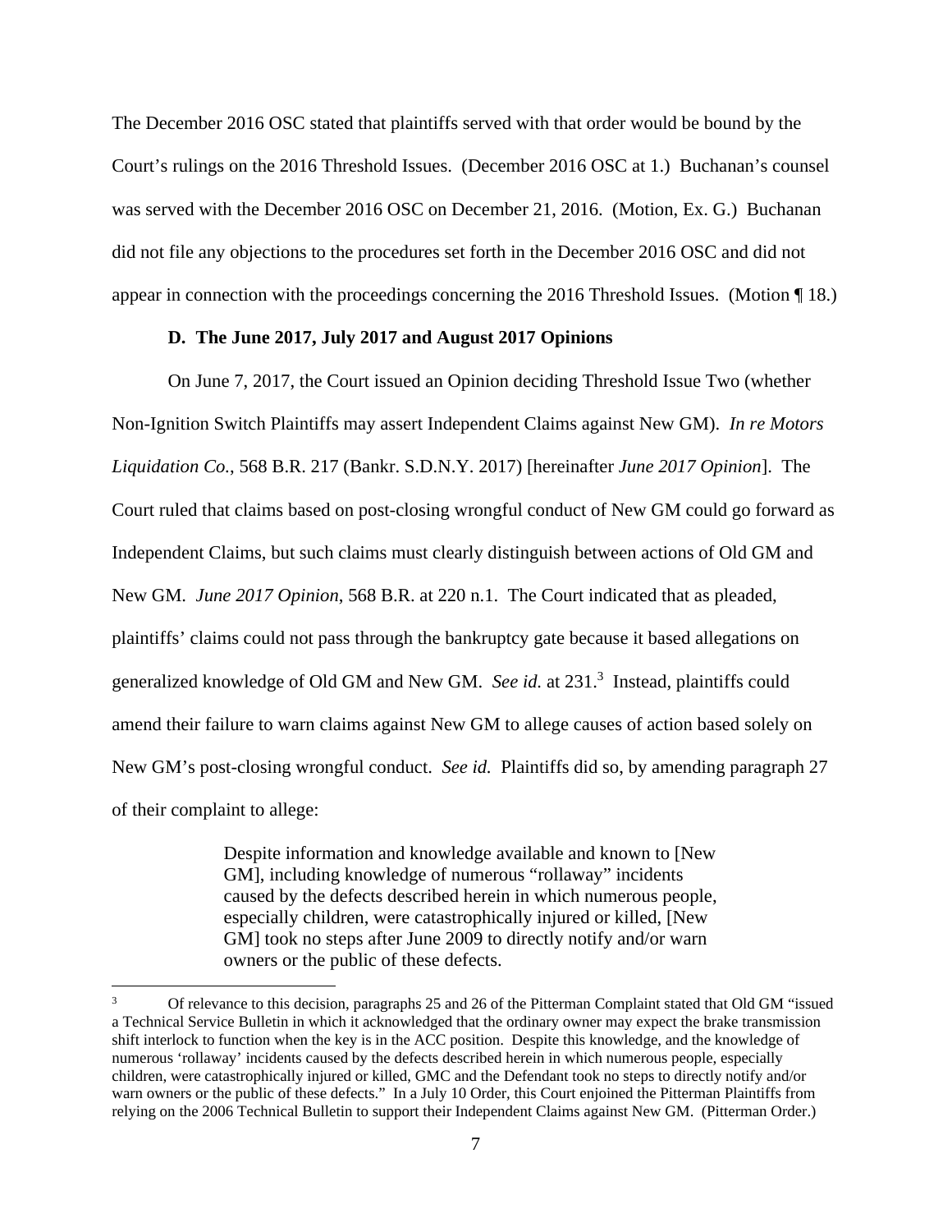The December 2016 OSC stated that plaintiffs served with that order would be bound by the Court's rulings on the 2016 Threshold Issues. (December 2016 OSC at 1.) Buchanan's counsel was served with the December 2016 OSC on December 21, 2016. (Motion, Ex. G.) Buchanan did not file any objections to the procedures set forth in the December 2016 OSC and did not appear in connection with the proceedings concerning the 2016 Threshold Issues. (Motion ¶ 18.)

**D. The June 2017, July 2017 and August 2017 Opinions**

On June 7, 2017, the Court issued an Opinion deciding Threshold Issue Two (whether Non-Ignition Switch Plaintiffs may assert Independent Claims against New GM). *In re Motors Liquidation Co.*, 568 B.R. 217 (Bankr. S.D.N.Y. 2017) [hereinafter *June 2017 Opinion*]. The Court ruled that claims based on post-closing wrongful conduct of New GM could go forward as Independent Claims, but such claims must clearly distinguish between actions of Old GM and New GM. *June 2017 Opinion*, 568 B.R. at 220 n.1. The Court indicated that as pleaded, plaintiffs' claims could not pass through the bankruptcy gate because it based allegations on generalized knowledge of Old GM and New GM. *See id.* at 231.[3] Instead, plaintiffs could amend their failure to warn claims against New GM to allege causes of action based solely on New GM's post-closing wrongful conduct. *See id.* Plaintiffs did so, by amending paragraph 27 of their complaint to allege:

> Despite information and knowledge available and known to [New GM], including knowledge of numerous "rollaway" incidents caused by the defects described herein in which numerous people, especially children, were catastrophically injured or killed, [New GM] took no steps after June 2009 to directly notify and/or warn owners or the public of these defects.

[3] Of relevance to this decision, paragraphs 25 and 26 of the Pitterman Complaint stated that Old GM "issued a Technical Service Bulletin in which it acknowledged that the ordinary owner may expect the brake transmission shift interlock to function when the key is in the ACC position. Despite this knowledge, and the knowledge of numerous 'rollaway' incidents caused by the defects described herein in which numerous people, especially children, were catastrophically injured or killed, GMC and the Defendant took no steps to directly notify and/or warn owners or the public of these defects." In a July 10 Order, this Court enjoined the Pitterman Plaintiffs from relying on the 2006 Technical Bulletin to support their Independent Claims against New GM. (Pitterman Order.)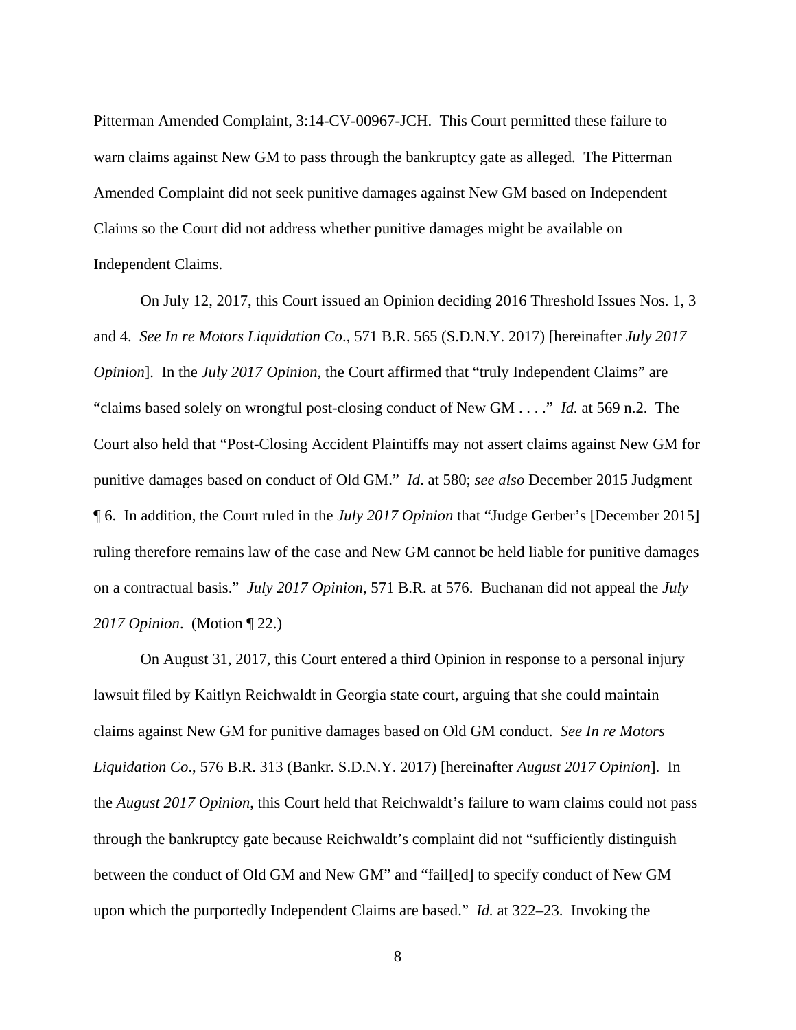Pitterman Amended Complaint, 3:14-CV-00967-JCH. This Court permitted these failure to warn claims against New GM to pass through the bankruptcy gate as alleged. The Pitterman Amended Complaint did not seek punitive damages against New GM based on Independent Claims so the Court did not address whether punitive damages might be available on Independent Claims.

On July 12, 2017, this Court issued an Opinion deciding 2016 Threshold Issues Nos. 1, 3 and 4. *See In re Motors Liquidation Co*., 571 B.R. 565 (S.D.N.Y. 2017) [hereinafter *July 2017 Opinion*]. In the *July 2017 Opinion*, the Court affirmed that "truly Independent Claims" are "claims based solely on wrongful post-closing conduct of New GM . . . ." *Id.* at 569 n.2. The Court also held that "Post-Closing Accident Plaintiffs may not assert claims against New GM for punitive damages based on conduct of Old GM." *Id*. at 580; *see also* December 2015 Judgment ¶ 6. In addition, the Court ruled in the *July 2017 Opinion* that "Judge Gerber's [December 2015] ruling therefore remains law of the case and New GM cannot be held liable for punitive damages on a contractual basis." *July 2017 Opinion*, 571 B.R. at 576. Buchanan did not appeal the *July 2017 Opinion*. (Motion ¶ 22.)

On August 31, 2017, this Court entered a third Opinion in response to a personal injury lawsuit filed by Kaitlyn Reichwaldt in Georgia state court, arguing that she could maintain claims against New GM for punitive damages based on Old GM conduct. *See In re Motors Liquidation Co*., 576 B.R. 313 (Bankr. S.D.N.Y. 2017) [hereinafter *August 2017 Opinion*]. In the *August 2017 Opinion*, this Court held that Reichwaldt's failure to warn claims could not pass through the bankruptcy gate because Reichwaldt's complaint did not "sufficiently distinguish between the conduct of Old GM and New GM" and "fail[ed] to specify conduct of New GM upon which the purportedly Independent Claims are based." *Id.* at 322–23. Invoking the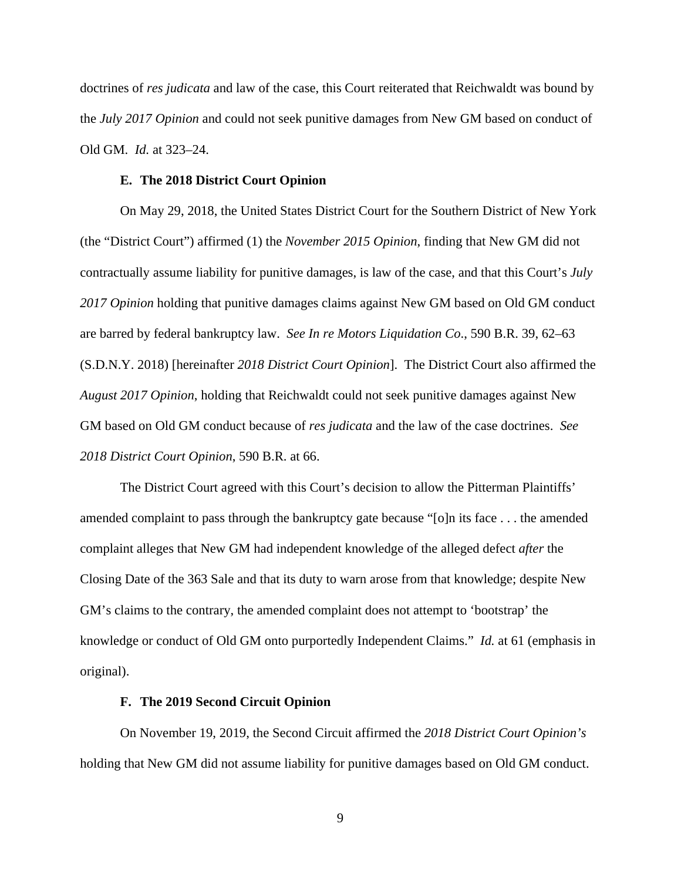doctrines of *res judicata* and law of the case, this Court reiterated that Reichwaldt was bound by the *July 2017 Opinion* and could not seek punitive damages from New GM based on conduct of Old GM. *Id.* at 323–24.

### E. The 2018 District Court Opinion

On May 29, 2018, the United States District Court for the Southern District of New York (the "District Court") affirmed (1) the *November 2015 Opinion*, finding that New GM did not contractually assume liability for punitive damages, is law of the case, and that this Court's *July 2017 Opinion* holding that punitive damages claims against New GM based on Old GM conduct are barred by federal bankruptcy law. *See In re Motors Liquidation Co*., 590 B.R. 39, 62–63 (S.D.N.Y. 2018) [hereinafter *2018 District Court Opinion*]. The District Court also affirmed the *August 2017 Opinion*, holding that Reichwaldt could not seek punitive damages against New GM based on Old GM conduct because of *res judicata* and the law of the case doctrines. *See 2018 District Court Opinion*, 590 B.R. at 66.

The District Court agreed with this Court's decision to allow the Pitterman Plaintiffs' amended complaint to pass through the bankruptcy gate because "[o]n its face . . . the amended complaint alleges that New GM had independent knowledge of the alleged defect *after* the Closing Date of the 363 Sale and that its duty to warn arose from that knowledge; despite New GM's claims to the contrary, the amended complaint does not attempt to 'bootstrap' the knowledge or conduct of Old GM onto purportedly Independent Claims." *Id.* at 61 (emphasis in original).

### F. The 2019 Second Circuit Opinion

On November 19, 2019, the Second Circuit affirmed the *2018 District Court Opinion's* holding that New GM did not assume liability for punitive damages based on Old GM conduct.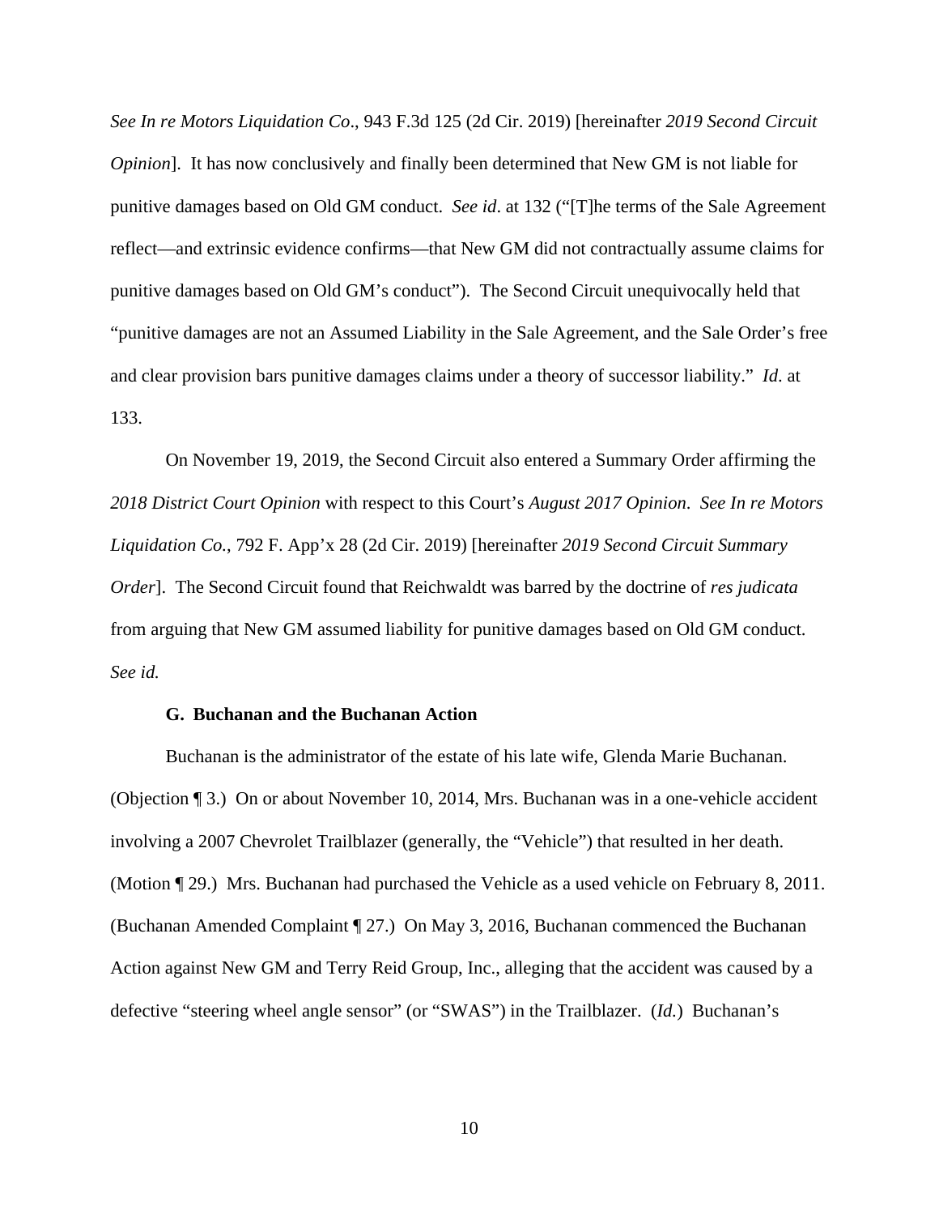*See In re Motors Liquidation Co*., 943 F.3d 125 (2d Cir. 2019) [hereinafter *2019 Second Circuit Opinion*]. It has now conclusively and finally been determined that New GM is not liable for punitive damages based on Old GM conduct. *See id*. at 132 ("[T]he terms of the Sale Agreement reflect—and extrinsic evidence confirms—that New GM did not contractually assume claims for punitive damages based on Old GM's conduct"). The Second Circuit unequivocally held that "punitive damages are not an Assumed Liability in the Sale Agreement, and the Sale Order's free and clear provision bars punitive damages claims under a theory of successor liability." *Id*. at 133.

On November 19, 2019, the Second Circuit also entered a Summary Order affirming the *2018 District Court Opinion* with respect to this Court's *August 2017 Opinion*. *See In re Motors Liquidation Co*., 792 F. App'x 28 (2d Cir. 2019) [hereinafter *2019 Second Circuit Summary Order*]. The Second Circuit found that Reichwaldt was barred by the doctrine of *res judicata* from arguing that New GM assumed liability for punitive damages based on Old GM conduct. *See id.*

### G. Buchanan and the Buchanan Action

Buchanan is the administrator of the estate of his late wife, Glenda Marie Buchanan. (Objection ¶ 3.) On or about November 10, 2014, Mrs. Buchanan was in a one-vehicle accident involving a 2007 Chevrolet Trailblazer (generally, the "Vehicle") that resulted in her death. (Motion ¶ 29.) Mrs. Buchanan had purchased the Vehicle as a used vehicle on February 8, 2011. (Buchanan Amended Complaint ¶ 27.) On May 3, 2016, Buchanan commenced the Buchanan Action against New GM and Terry Reid Group, Inc., alleging that the accident was caused by a defective "steering wheel angle sensor" (or "SWAS") in the Trailblazer. (*Id.*) Buchanan's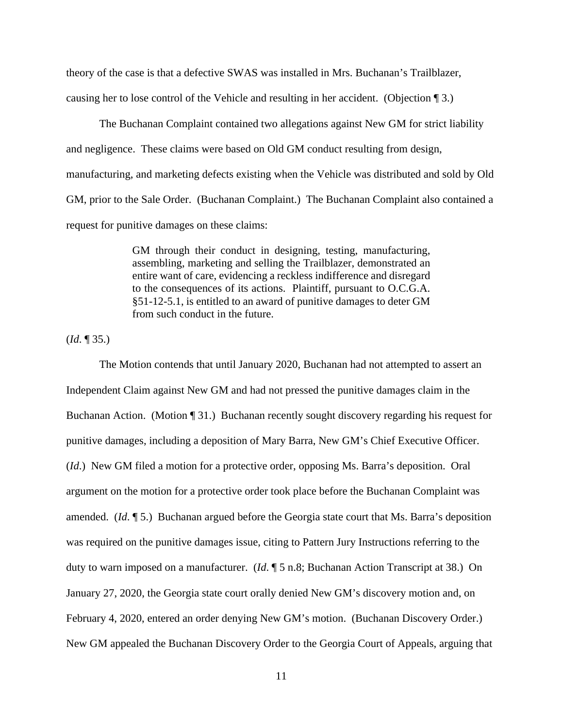theory of the case is that a defective SWAS was installed in Mrs. Buchanan's Trailblazer, causing her to lose control of the Vehicle and resulting in her accident. (Objection ¶ 3.)

The Buchanan Complaint contained two allegations against New GM for strict liability and negligence. These claims were based on Old GM conduct resulting from design, manufacturing, and marketing defects existing when the Vehicle was distributed and sold by Old GM, prior to the Sale Order. (Buchanan Complaint.) The Buchanan Complaint also contained a request for punitive damages on these claims:

> GM through their conduct in designing, testing, manufacturing, assembling, marketing and selling the Trailblazer, demonstrated an entire want of care, evidencing a reckless indifference and disregard to the consequences of its actions. Plaintiff, pursuant to O.C.G.A. §51-12-5.1, is entitled to an award of punitive damages to deter GM from such conduct in the future.

(*Id*. ¶ 35.)

The Motion contends that until January 2020, Buchanan had not attempted to assert an Independent Claim against New GM and had not pressed the punitive damages claim in the Buchanan Action. (Motion ¶ 31.) Buchanan recently sought discovery regarding his request for punitive damages, including a deposition of Mary Barra, New GM's Chief Executive Officer. (*Id*.) New GM filed a motion for a protective order, opposing Ms. Barra's deposition. Oral argument on the motion for a protective order took place before the Buchanan Complaint was amended. (*Id*. ¶ 5.) Buchanan argued before the Georgia state court that Ms. Barra's deposition was required on the punitive damages issue, citing to Pattern Jury Instructions referring to the duty to warn imposed on a manufacturer. (*Id*. ¶ 5 n.8; Buchanan Action Transcript at 38.) On January 27, 2020, the Georgia state court orally denied New GM's discovery motion and, on February 4, 2020, entered an order denying New GM's motion. (Buchanan Discovery Order.) New GM appealed the Buchanan Discovery Order to the Georgia Court of Appeals, arguing that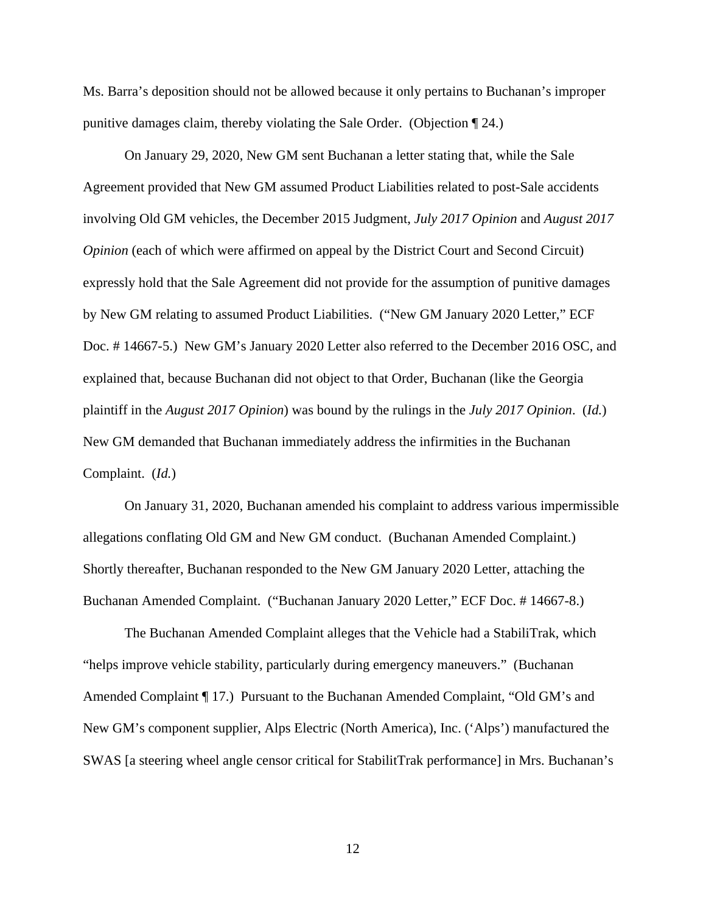Ms. Barra's deposition should not be allowed because it only pertains to Buchanan's improper punitive damages claim, thereby violating the Sale Order. (Objection ¶ 24.)

On January 29, 2020, New GM sent Buchanan a letter stating that, while the Sale Agreement provided that New GM assumed Product Liabilities related to post-Sale accidents involving Old GM vehicles, the December 2015 Judgment, *July 2017 Opinion* and *August 2017 Opinion* (each of which were affirmed on appeal by the District Court and Second Circuit) expressly hold that the Sale Agreement did not provide for the assumption of punitive damages by New GM relating to assumed Product Liabilities. ("New GM January 2020 Letter," ECF Doc. # 14667-5.) New GM's January 2020 Letter also referred to the December 2016 OSC, and explained that, because Buchanan did not object to that Order, Buchanan (like the Georgia plaintiff in the *August 2017 Opinion*) was bound by the rulings in the *July 2017 Opinion*. (*Id.*) New GM demanded that Buchanan immediately address the infirmities in the Buchanan Complaint. (*Id.*)

On January 31, 2020, Buchanan amended his complaint to address various impermissible allegations conflating Old GM and New GM conduct. (Buchanan Amended Complaint.) Shortly thereafter, Buchanan responded to the New GM January 2020 Letter, attaching the Buchanan Amended Complaint. ("Buchanan January 2020 Letter," ECF Doc. # 14667-8.)

The Buchanan Amended Complaint alleges that the Vehicle had a StabiliTrak, which "helps improve vehicle stability, particularly during emergency maneuvers." (Buchanan Amended Complaint ¶ 17.) Pursuant to the Buchanan Amended Complaint, "Old GM's and New GM's component supplier, Alps Electric (North America), Inc. ('Alps') manufactured the SWAS [a steering wheel angle censor critical for StabilitTrak performance] in Mrs. Buchanan's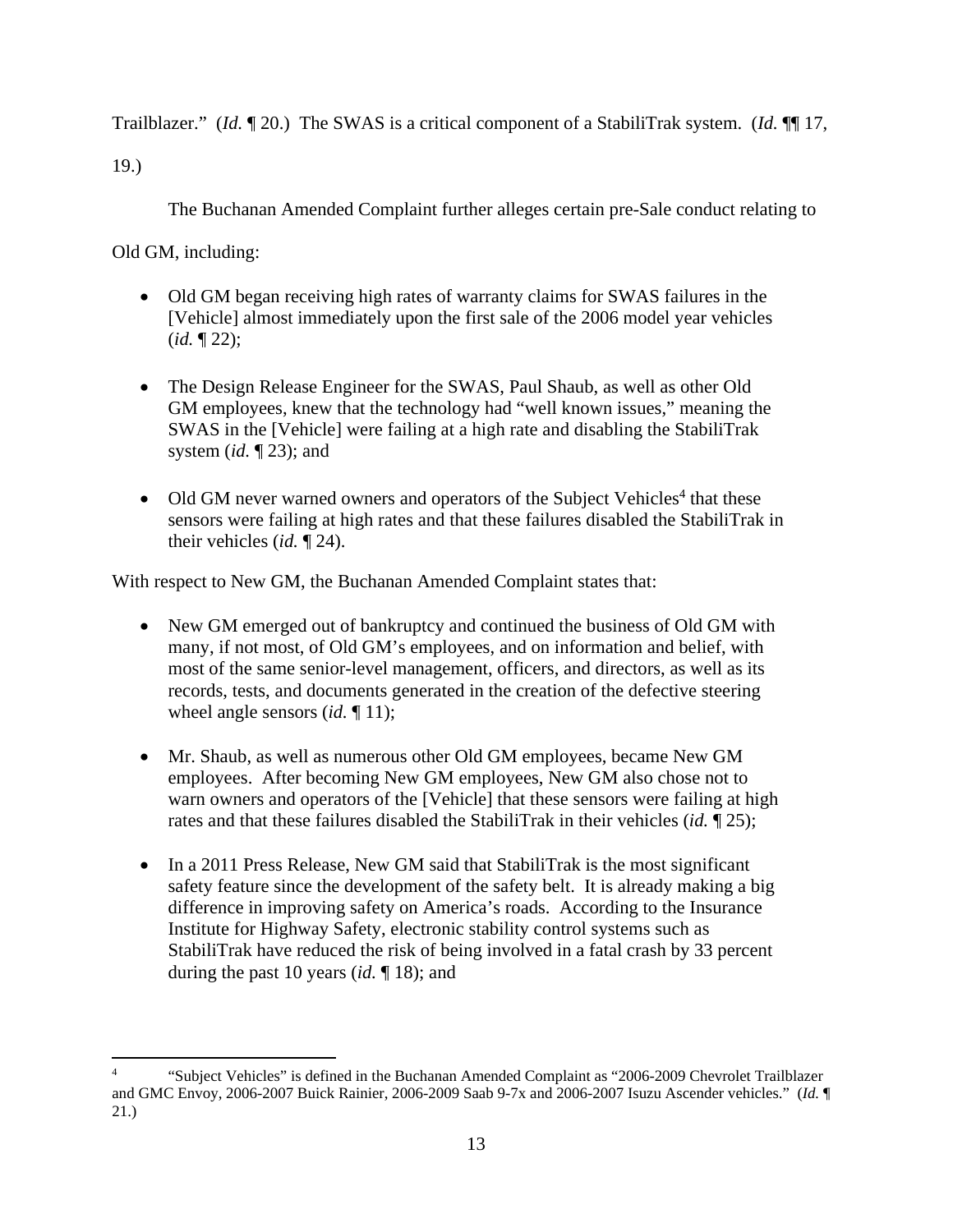Trailblazer." (*Id.* ¶ 20.) The SWAS is a critical component of a StabiliTrak system. (*Id.* ¶¶ 17, 19.)

The Buchanan Amended Complaint further alleges certain pre-Sale conduct relating to Old GM, including:

- Old GM began receiving high rates of warranty claims for SWAS failures in the [Vehicle] almost immediately upon the first sale of the 2006 model year vehicles (*id.* ¶ 22);
- The Design Release Engineer for the SWAS, Paul Shaub, as well as other Old GM employees, knew that the technology had "well known issues," meaning the SWAS in the [Vehicle] were failing at a high rate and disabling the StabiliTrak system (*id.* ¶ 23); and
- Old GM never warned owners and operators of the Subject Vehicles[4] that these sensors were failing at high rates and that these failures disabled the StabiliTrak in their vehicles (*id.* ¶ 24).

With respect to New GM, the Buchanan Amended Complaint states that:

- New GM emerged out of bankruptcy and continued the business of Old GM with many, if not most, of Old GM's employees, and on information and belief, with most of the same senior-level management, officers, and directors, as well as its records, tests, and documents generated in the creation of the defective steering wheel angle sensors (*id.* ¶ 11);
- Mr. Shaub, as well as numerous other Old GM employees, became New GM employees. After becoming New GM employees, New GM also chose not to warn owners and operators of the [Vehicle] that these sensors were failing at high rates and that these failures disabled the StabiliTrak in their vehicles (*id.* ¶ 25);
- In a 2011 Press Release, New GM said that StabiliTrak is the most significant safety feature since the development of the safety belt. It is already making a big difference in improving safety on America's roads. According to the Insurance Institute for Highway Safety, electronic stability control systems such as StabiliTrak have reduced the risk of being involved in a fatal crash by 33 percent during the past 10 years (*id.* ¶ 18); and

[4] "Subject Vehicles" is defined in the Buchanan Amended Complaint as "2006-2009 Chevrolet Trailblazer and GMC Envoy, 2006-2007 Buick Rainier, 2006-2009 Saab 9-7x and 2006-2007 Isuzu Ascender vehicles." (*Id.* ¶ 21.)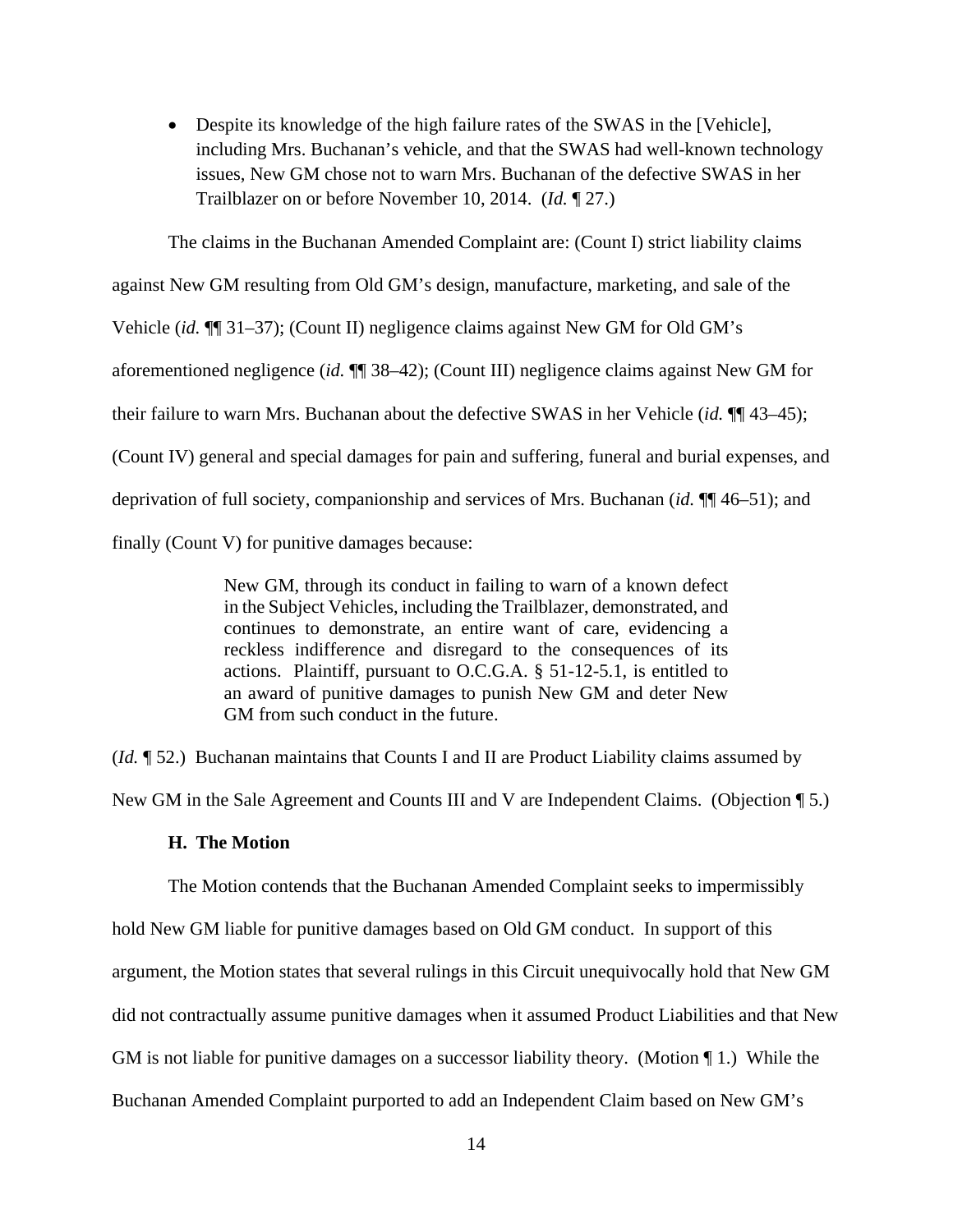- Despite its knowledge of the high failure rates of the SWAS in the [Vehicle], including Mrs. Buchanan's vehicle, and that the SWAS had well-known technology issues, New GM chose not to warn Mrs. Buchanan of the defective SWAS in her Trailblazer on or before November 10, 2014. (*Id.* ¶ 27.)

The claims in the Buchanan Amended Complaint are: (Count I) strict liability claims against New GM resulting from Old GM's design, manufacture, marketing, and sale of the Vehicle (*id.* ¶¶ 31–37); (Count II) negligence claims against New GM for Old GM's aforementioned negligence (*id.* ¶¶ 38–42); (Count III) negligence claims against New GM for their failure to warn Mrs. Buchanan about the defective SWAS in her Vehicle (*id.* ¶¶ 43–45); (Count IV) general and special damages for pain and suffering, funeral and burial expenses, and deprivation of full society, companionship and services of Mrs. Buchanan (*id.* ¶¶ 46–51); and finally (Count V) for punitive damages because:

> New GM, through its conduct in failing to warn of a known defect in the Subject Vehicles, including the Trailblazer, demonstrated, and continues to demonstrate, an entire want of care, evidencing a reckless indifference and disregard to the consequences of its actions. Plaintiff, pursuant to O.C.G.A. § 51-12-5.1, is entitled to an award of punitive damages to punish New GM and deter New GM from such conduct in the future.

(*Id.* ¶ 52.) Buchanan maintains that Counts I and II are Product Liability claims assumed by New GM in the Sale Agreement and Counts III and V are Independent Claims. (Objection ¶ 5.)

### H. The Motion

The Motion contends that the Buchanan Amended Complaint seeks to impermissibly hold New GM liable for punitive damages based on Old GM conduct. In support of this argument, the Motion states that several rulings in this Circuit unequivocally hold that New GM did not contractually assume punitive damages when it assumed Product Liabilities and that New GM is not liable for punitive damages on a successor liability theory. (Motion ¶ 1.) While the Buchanan Amended Complaint purported to add an Independent Claim based on New GM's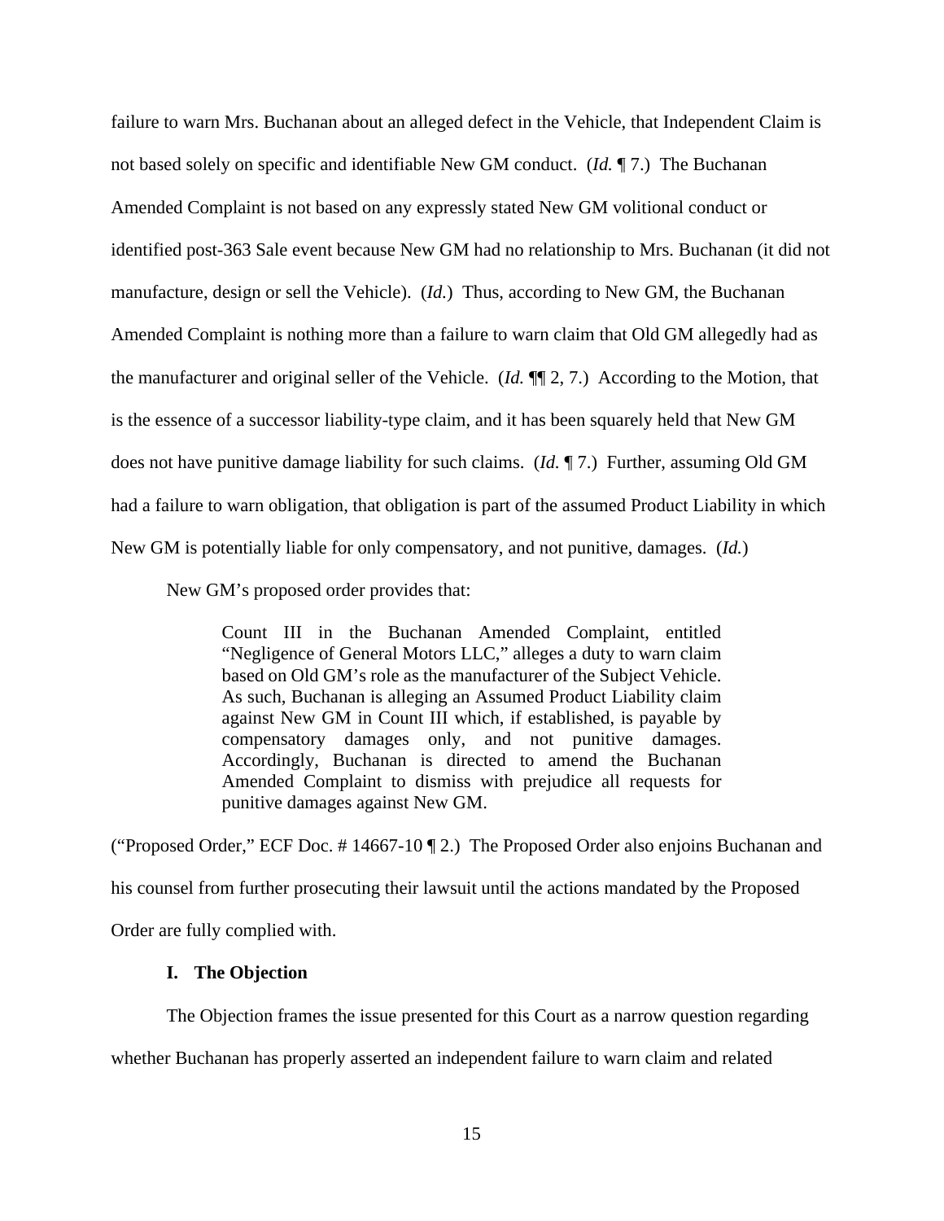failure to warn Mrs. Buchanan about an alleged defect in the Vehicle, that Independent Claim is not based solely on specific and identifiable New GM conduct. (*Id.* ¶ 7.) The Buchanan Amended Complaint is not based on any expressly stated New GM volitional conduct or identified post-363 Sale event because New GM had no relationship to Mrs. Buchanan (it did not manufacture, design or sell the Vehicle). (*Id.*) Thus, according to New GM, the Buchanan Amended Complaint is nothing more than a failure to warn claim that Old GM allegedly had as the manufacturer and original seller of the Vehicle. (*Id.* ¶¶ 2, 7.) According to the Motion, that is the essence of a successor liability-type claim, and it has been squarely held that New GM does not have punitive damage liability for such claims. (*Id.* ¶ 7.) Further, assuming Old GM had a failure to warn obligation, that obligation is part of the assumed Product Liability in which New GM is potentially liable for only compensatory, and not punitive, damages. (*Id.*)

New GM's proposed order provides that:

> Count III in the Buchanan Amended Complaint, entitled "Negligence of General Motors LLC," alleges a duty to warn claim based on Old GM's role as the manufacturer of the Subject Vehicle. As such, Buchanan is alleging an Assumed Product Liability claim against New GM in Count III which, if established, is payable by compensatory damages only, and not punitive damages. Accordingly, Buchanan is directed to amend the Buchanan Amended Complaint to dismiss with prejudice all requests for punitive damages against New GM.

("Proposed Order," ECF Doc. # 14667-10 ¶ 2.) The Proposed Order also enjoins Buchanan and his counsel from further prosecuting their lawsuit until the actions mandated by the Proposed Order are fully complied with.

## I. The Objection

The Objection frames the issue presented for this Court as a narrow question regarding whether Buchanan has properly asserted an independent failure to warn claim and related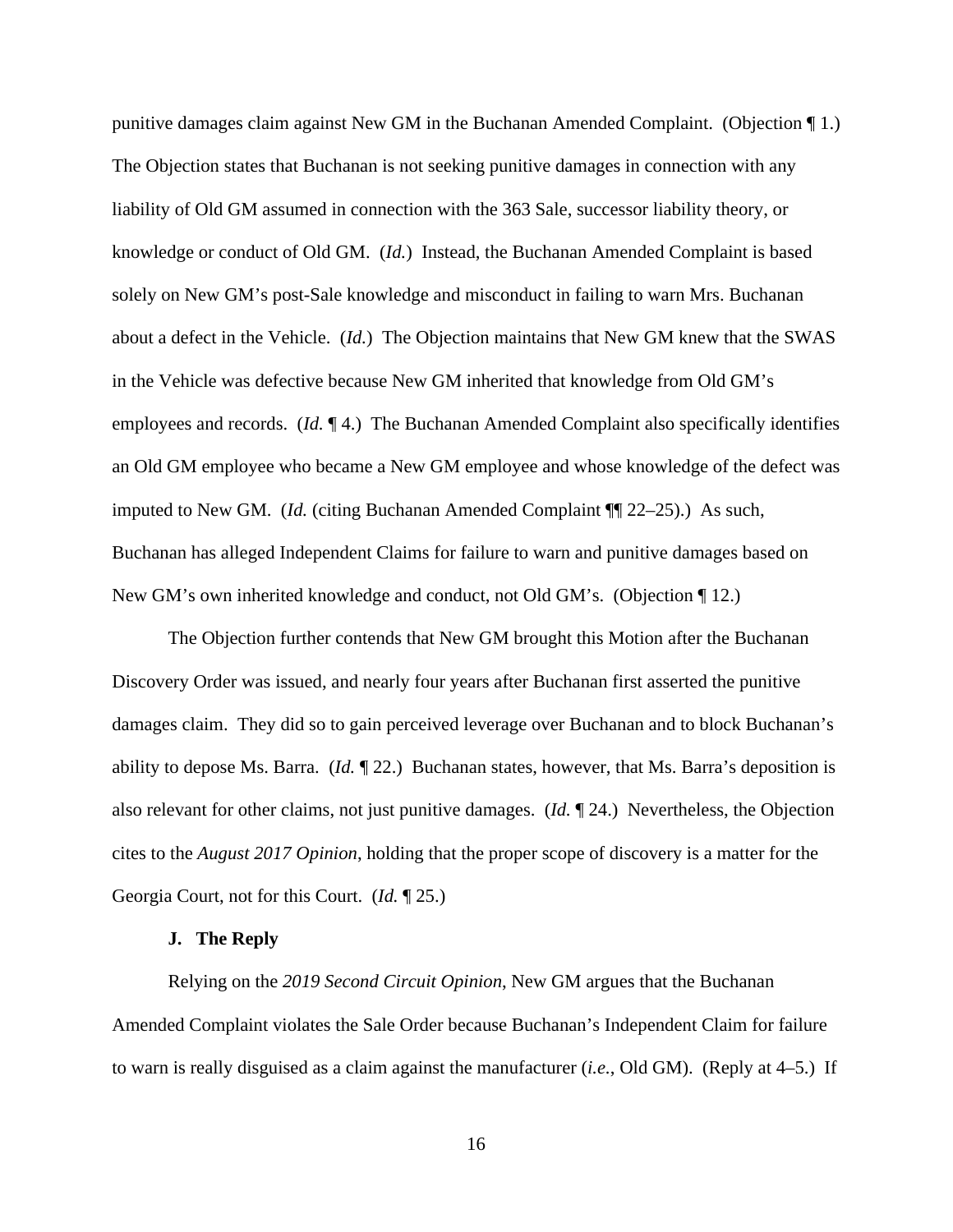punitive damages claim against New GM in the Buchanan Amended Complaint. (Objection ¶ 1.) The Objection states that Buchanan is not seeking punitive damages in connection with any liability of Old GM assumed in connection with the 363 Sale, successor liability theory, or knowledge or conduct of Old GM. (*Id.*) Instead, the Buchanan Amended Complaint is based solely on New GM's post-Sale knowledge and misconduct in failing to warn Mrs. Buchanan about a defect in the Vehicle. (*Id.*) The Objection maintains that New GM knew that the SWAS in the Vehicle was defective because New GM inherited that knowledge from Old GM's employees and records. (*Id.* ¶ 4.) The Buchanan Amended Complaint also specifically identifies an Old GM employee who became a New GM employee and whose knowledge of the defect was imputed to New GM. (*Id.* (citing Buchanan Amended Complaint ¶¶ 22–25).) As such, Buchanan has alleged Independent Claims for failure to warn and punitive damages based on New GM's own inherited knowledge and conduct, not Old GM's. (Objection ¶ 12.)

The Objection further contends that New GM brought this Motion after the Buchanan Discovery Order was issued, and nearly four years after Buchanan first asserted the punitive damages claim. They did so to gain perceived leverage over Buchanan and to block Buchanan's ability to depose Ms. Barra. (*Id.* ¶ 22.) Buchanan states, however, that Ms. Barra's deposition is also relevant for other claims, not just punitive damages. (*Id.* ¶ 24.) Nevertheless, the Objection cites to the *August 2017 Opinion*, holding that the proper scope of discovery is a matter for the Georgia Court, not for this Court. (*Id.* ¶ 25.)

### J. The Reply

Relying on the *2019 Second Circuit Opinion*, New GM argues that the Buchanan Amended Complaint violates the Sale Order because Buchanan's Independent Claim for failure to warn is really disguised as a claim against the manufacturer (*i.e.*, Old GM). (Reply at 4–5.) If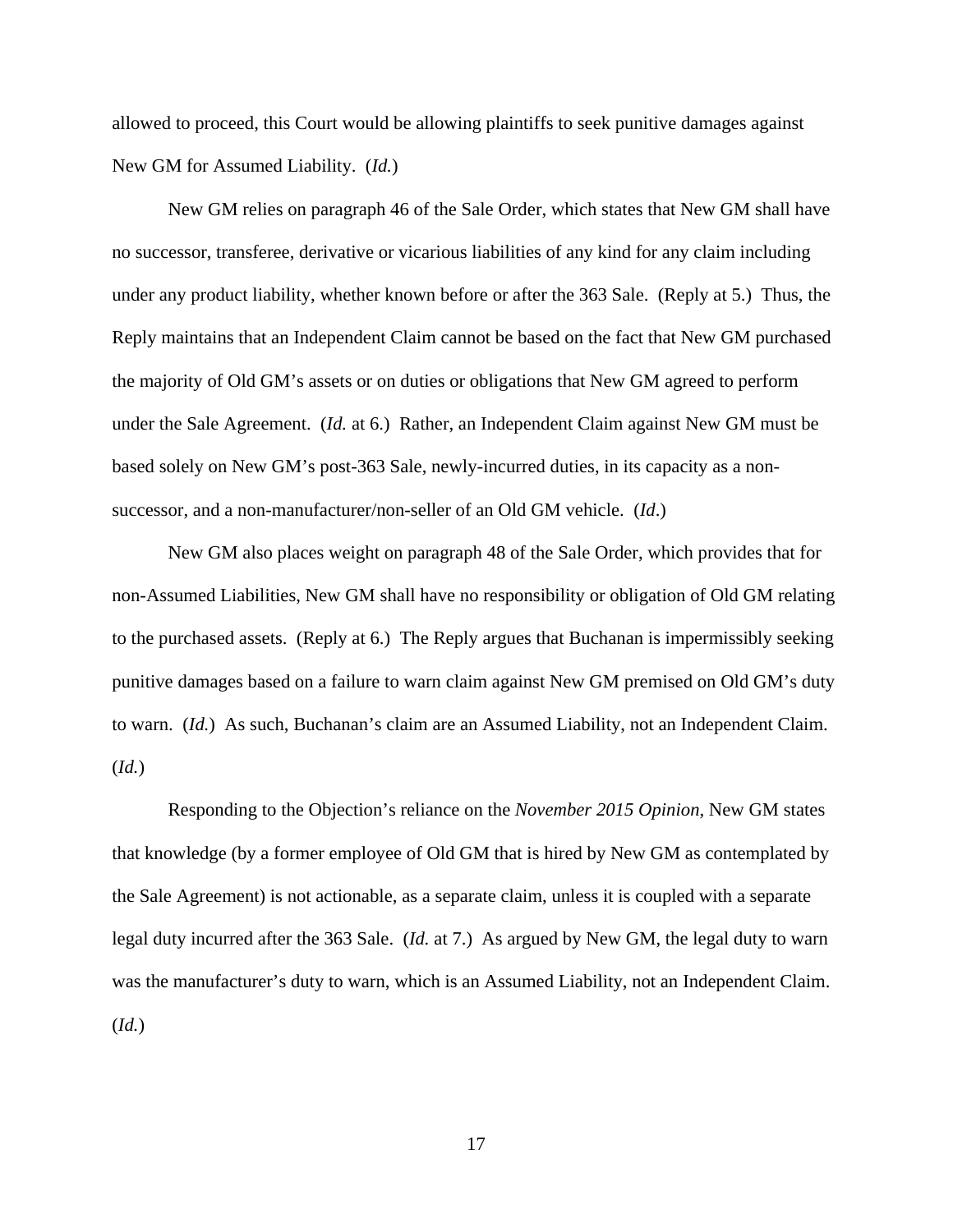allowed to proceed, this Court would be allowing plaintiffs to seek punitive damages against New GM for Assumed Liability. (*Id.*)

New GM relies on paragraph 46 of the Sale Order, which states that New GM shall have no successor, transferee, derivative or vicarious liabilities of any kind for any claim including under any product liability, whether known before or after the 363 Sale. (Reply at 5.) Thus, the Reply maintains that an Independent Claim cannot be based on the fact that New GM purchased the majority of Old GM's assets or on duties or obligations that New GM agreed to perform under the Sale Agreement. (*Id.* at 6.) Rather, an Independent Claim against New GM must be based solely on New GM's post-363 Sale, newly-incurred duties, in its capacity as a non-successor, and a non-manufacturer/non-seller of an Old GM vehicle. (*Id*.)

New GM also places weight on paragraph 48 of the Sale Order, which provides that for non-Assumed Liabilities, New GM shall have no responsibility or obligation of Old GM relating to the purchased assets. (Reply at 6.) The Reply argues that Buchanan is impermissibly seeking punitive damages based on a failure to warn claim against New GM premised on Old GM's duty to warn. (*Id.*) As such, Buchanan's claim are an Assumed Liability, not an Independent Claim. (*Id.*)

Responding to the Objection's reliance on the *November 2015 Opinion*, New GM states that knowledge (by a former employee of Old GM that is hired by New GM as contemplated by the Sale Agreement) is not actionable, as a separate claim, unless it is coupled with a separate legal duty incurred after the 363 Sale. (*Id.* at 7.) As argued by New GM, the legal duty to warn was the manufacturer's duty to warn, which is an Assumed Liability, not an Independent Claim. (*Id.*)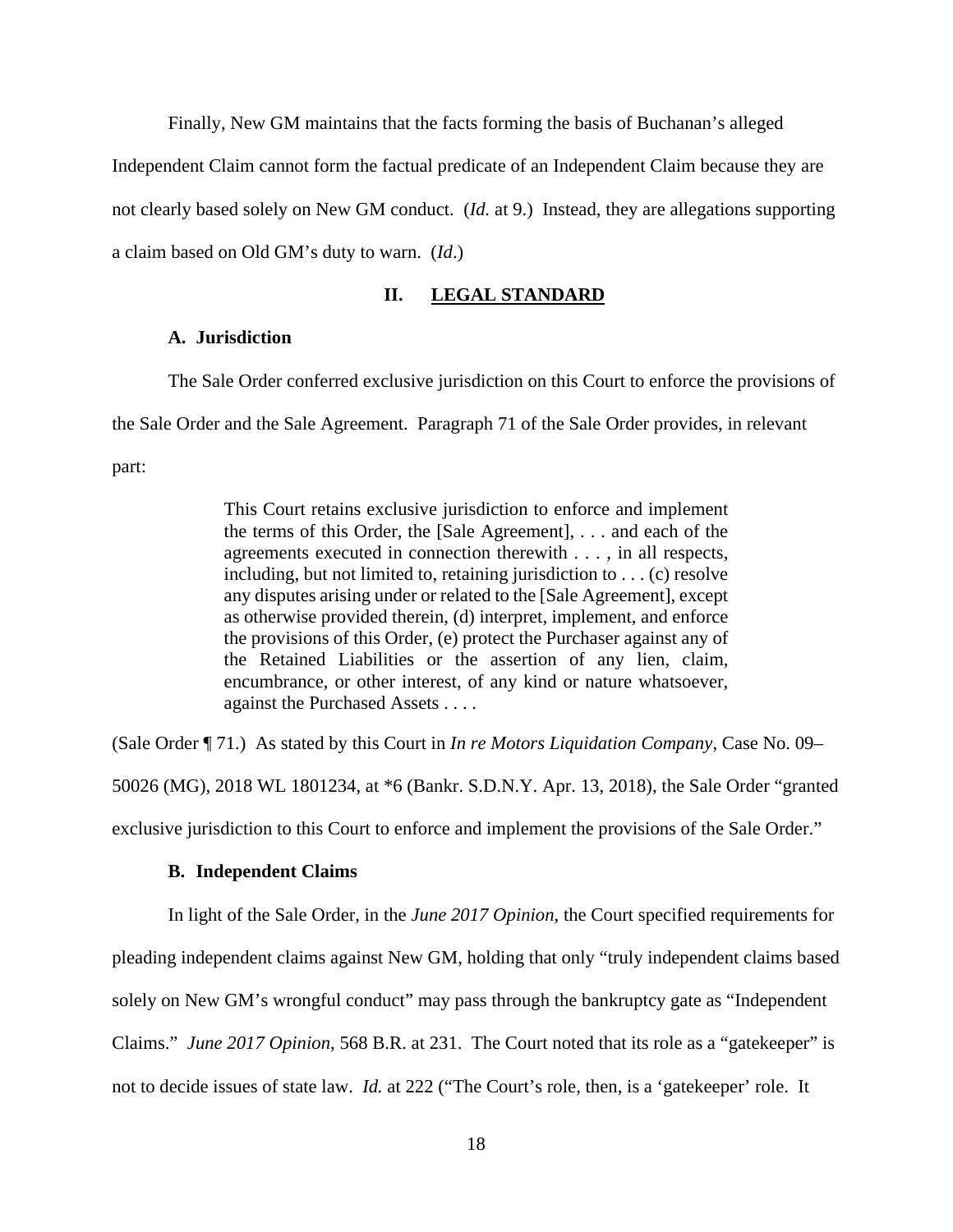Finally, New GM maintains that the facts forming the basis of Buchanan's alleged Independent Claim cannot form the factual predicate of an Independent Claim because they are not clearly based solely on New GM conduct. (*Id.* at 9.) Instead, they are allegations supporting a claim based on Old GM's duty to warn. (*Id*.)

## II. LEGAL STANDARD

### A. Jurisdiction

The Sale Order conferred exclusive jurisdiction on this Court to enforce the provisions of the Sale Order and the Sale Agreement. Paragraph 71 of the Sale Order provides, in relevant part:

> This Court retains exclusive jurisdiction to enforce and implement the terms of this Order, the [Sale Agreement], . . . and each of the agreements executed in connection therewith . . . , in all respects, including, but not limited to, retaining jurisdiction to . . . (c) resolve any disputes arising under or related to the [Sale Agreement], except as otherwise provided therein, (d) interpret, implement, and enforce the provisions of this Order, (e) protect the Purchaser against any of the Retained Liabilities or the assertion of any lien, claim, encumbrance, or other interest, of any kind or nature whatsoever, against the Purchased Assets . . . .

(Sale Order ¶ 71.) As stated by this Court in *In re Motors Liquidation Company*, Case No. 09–50026 (MG), 2018 WL 1801234, at *6 (Bankr. S.D.N.Y. Apr. 13, 2018), the Sale Order "granted exclusive jurisdiction to this Court to enforce and implement the provisions of the Sale Order."

### B. Independent Claims

In light of the Sale Order, in the *June 2017 Opinion*, the Court specified requirements for pleading independent claims against New GM, holding that only "truly independent claims based solely on New GM's wrongful conduct" may pass through the bankruptcy gate as "Independent Claims." *June 2017 Opinion*, 568 B.R. at 231. The Court noted that its role as a "gatekeeper" is not to decide issues of state law. *Id.* at 222 ("The Court's role, then, is a 'gatekeeper' role. It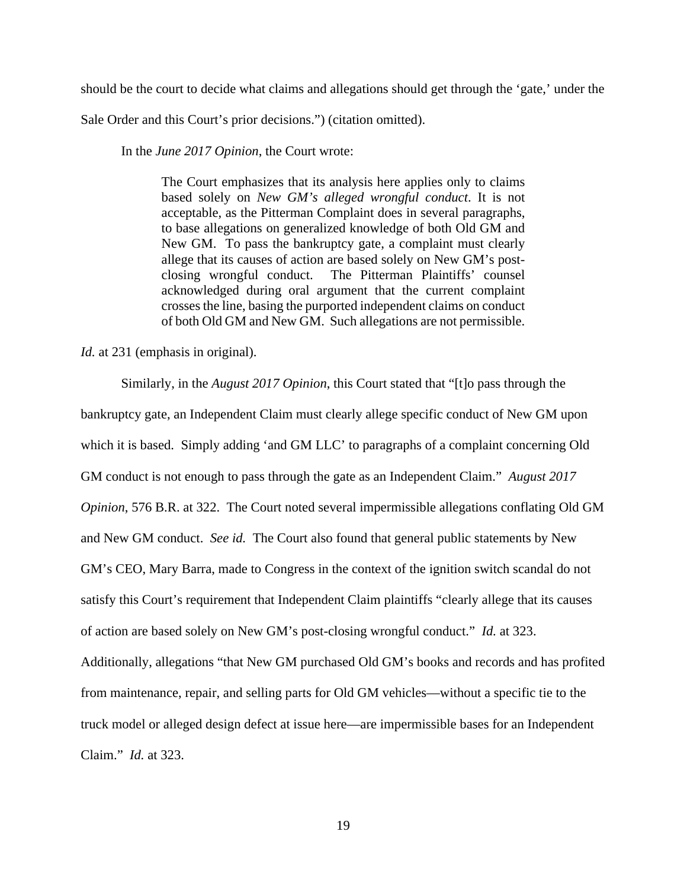should be the court to decide what claims and allegations should get through the 'gate,' under the Sale Order and this Court's prior decisions.") (citation omitted).

In the *June 2017 Opinion*, the Court wrote:

> The Court emphasizes that its analysis here applies only to claims based solely on *New GM's alleged wrongful conduct*. It is not acceptable, as the Pitterman Complaint does in several paragraphs, to base allegations on generalized knowledge of both Old GM and New GM. To pass the bankruptcy gate, a complaint must clearly allege that its causes of action are based solely on New GM's post-closing wrongful conduct. The Pitterman Plaintiffs' counsel acknowledged during oral argument that the current complaint crosses the line, basing the purported independent claims on conduct of both Old GM and New GM. Such allegations are not permissible.

*Id.* at 231 (emphasis in original).

Similarly, in the *August 2017 Opinion*, this Court stated that "[t]o pass through the bankruptcy gate, an Independent Claim must clearly allege specific conduct of New GM upon which it is based. Simply adding 'and GM LLC' to paragraphs of a complaint concerning Old GM conduct is not enough to pass through the gate as an Independent Claim." *August 2017 Opinion*, 576 B.R. at 322. The Court noted several impermissible allegations conflating Old GM and New GM conduct. *See id.* The Court also found that general public statements by New GM's CEO, Mary Barra, made to Congress in the context of the ignition switch scandal do not satisfy this Court's requirement that Independent Claim plaintiffs "clearly allege that its causes of action are based solely on New GM's post-closing wrongful conduct." *Id.* at 323. Additionally, allegations "that New GM purchased Old GM's books and records and has profited from maintenance, repair, and selling parts for Old GM vehicles—without a specific tie to the truck model or alleged design defect at issue here—are impermissible bases for an Independent Claim." *Id.* at 323.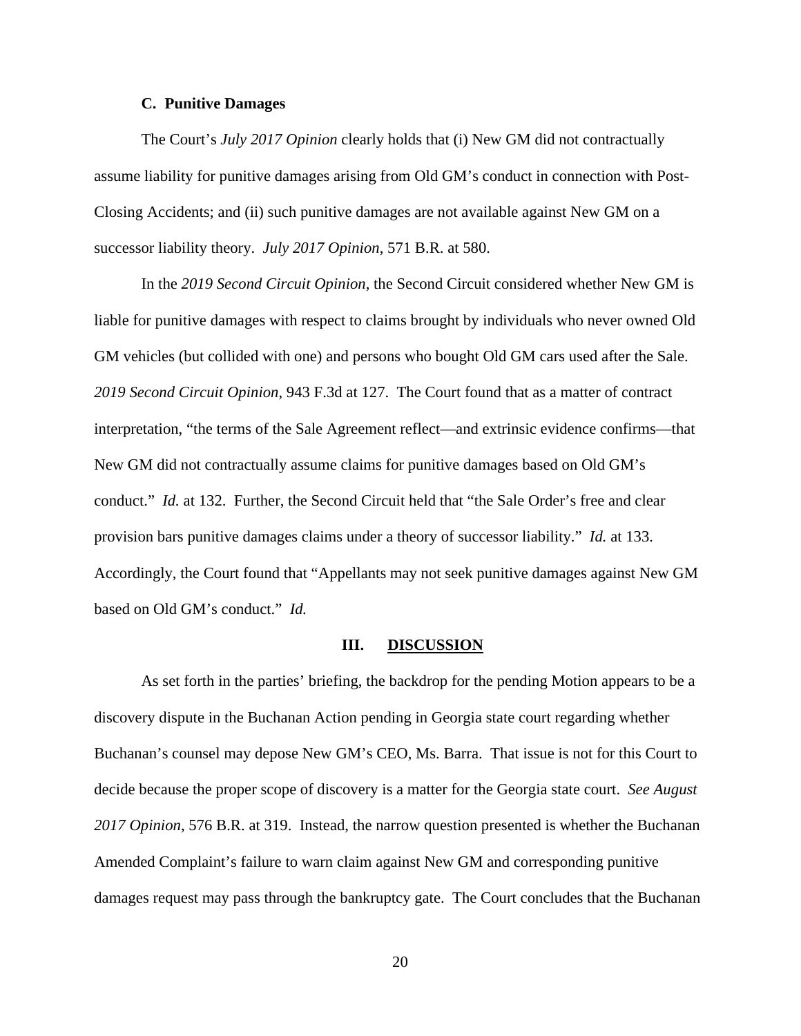### C. Punitive Damages

The Court's *July 2017 Opinion* clearly holds that (i) New GM did not contractually assume liability for punitive damages arising from Old GM's conduct in connection with Post-Closing Accidents; and (ii) such punitive damages are not available against New GM on a successor liability theory. *July 2017 Opinion*, 571 B.R. at 580.

In the *2019 Second Circuit Opinion*, the Second Circuit considered whether New GM is liable for punitive damages with respect to claims brought by individuals who never owned Old GM vehicles (but collided with one) and persons who bought Old GM cars used after the Sale. *2019 Second Circuit Opinion*, 943 F.3d at 127. The Court found that as a matter of contract interpretation, "the terms of the Sale Agreement reflect—and extrinsic evidence confirms—that New GM did not contractually assume claims for punitive damages based on Old GM's conduct." *Id.* at 132. Further, the Second Circuit held that "the Sale Order's free and clear provision bars punitive damages claims under a theory of successor liability." *Id.* at 133. Accordingly, the Court found that "Appellants may not seek punitive damages against New GM based on Old GM's conduct." *Id.*

## III. DISCUSSION

As set forth in the parties' briefing, the backdrop for the pending Motion appears to be a discovery dispute in the Buchanan Action pending in Georgia state court regarding whether Buchanan's counsel may depose New GM's CEO, Ms. Barra. That issue is not for this Court to decide because the proper scope of discovery is a matter for the Georgia state court. *See August 2017 Opinion*, 576 B.R. at 319. Instead, the narrow question presented is whether the Buchanan Amended Complaint's failure to warn claim against New GM and corresponding punitive damages request may pass through the bankruptcy gate. The Court concludes that the Buchanan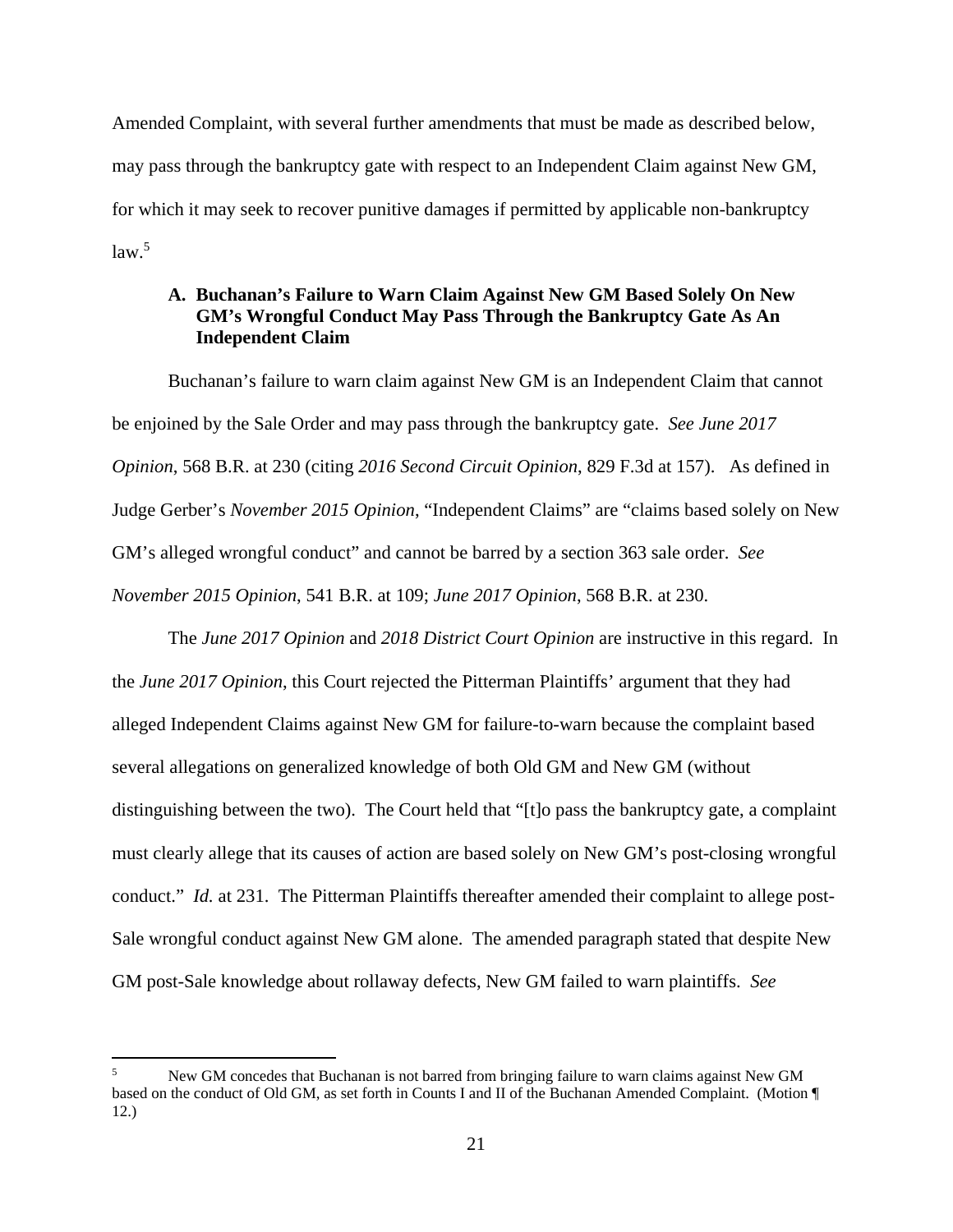Amended Complaint, with several further amendments that must be made as described below, may pass through the bankruptcy gate with respect to an Independent Claim against New GM, for which it may seek to recover punitive damages if permitted by applicable non-bankruptcy law.[5]

### A. Buchanan's Failure to Warn Claim Against New GM Based Solely On New GM's Wrongful Conduct May Pass Through the Bankruptcy Gate As An Independent Claim

Buchanan's failure to warn claim against New GM is an Independent Claim that cannot be enjoined by the Sale Order and may pass through the bankruptcy gate. *See June 2017 Opinion*, 568 B.R. at 230 (citing *2016 Second Circuit Opinion*, 829 F.3d at 157). As defined in Judge Gerber's *November 2015 Opinion*, "Independent Claims" are "claims based solely on New GM's alleged wrongful conduct" and cannot be barred by a section 363 sale order. *See November 2015 Opinion*, 541 B.R. at 109; *June 2017 Opinion*, 568 B.R. at 230.

The *June 2017 Opinion* and *2018 District Court Opinion* are instructive in this regard. In the *June 2017 Opinion*, this Court rejected the Pitterman Plaintiffs' argument that they had alleged Independent Claims against New GM for failure-to-warn because the complaint based several allegations on generalized knowledge of both Old GM and New GM (without distinguishing between the two). The Court held that "[t]o pass the bankruptcy gate, a complaint must clearly allege that its causes of action are based solely on New GM's post-closing wrongful conduct." *Id.* at 231. The Pitterman Plaintiffs thereafter amended their complaint to allege post-Sale wrongful conduct against New GM alone. The amended paragraph stated that despite New GM post-Sale knowledge about rollaway defects, New GM failed to warn plaintiffs. *See*

[5] New GM concedes that Buchanan is not barred from bringing failure to warn claims against New GM based on the conduct of Old GM, as set forth in Counts I and II of the Buchanan Amended Complaint. (Motion ¶ 12.)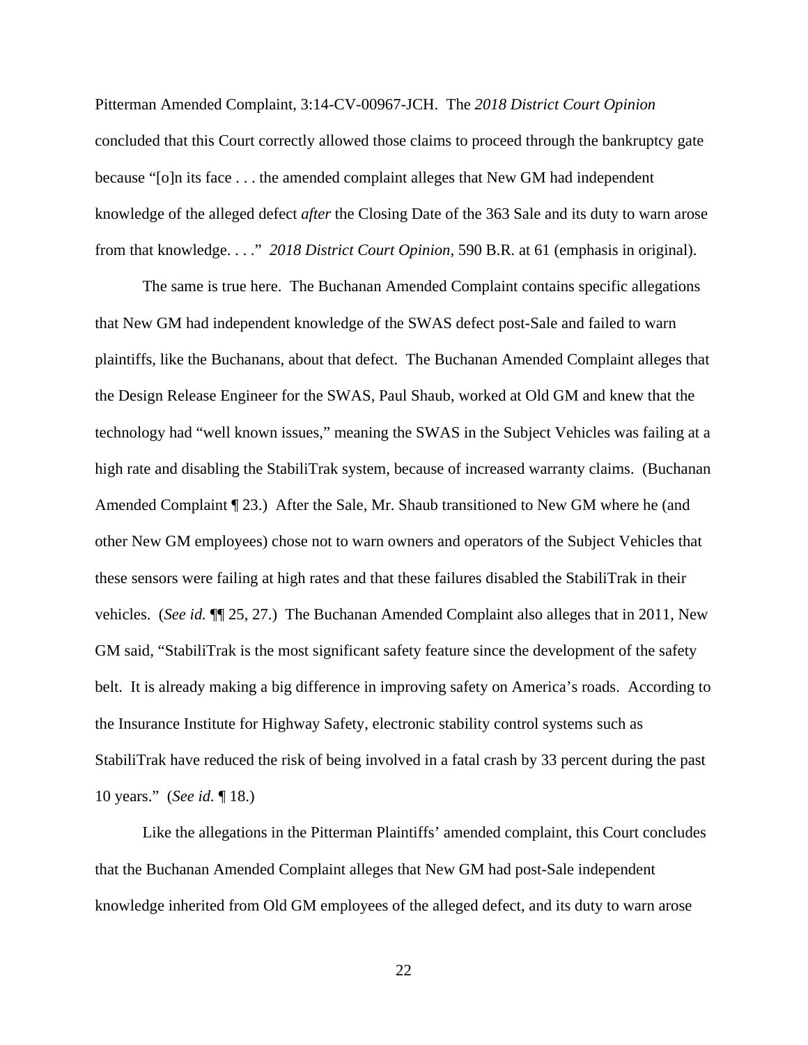Pitterman Amended Complaint, 3:14-CV-00967-JCH. The *2018 District Court Opinion* concluded that this Court correctly allowed those claims to proceed through the bankruptcy gate because "[o]n its face . . . the amended complaint alleges that New GM had independent knowledge of the alleged defect *after* the Closing Date of the 363 Sale and its duty to warn arose from that knowledge. . . ." *2018 District Court Opinion*, 590 B.R. at 61 (emphasis in original).

The same is true here. The Buchanan Amended Complaint contains specific allegations that New GM had independent knowledge of the SWAS defect post-Sale and failed to warn plaintiffs, like the Buchanans, about that defect. The Buchanan Amended Complaint alleges that the Design Release Engineer for the SWAS, Paul Shaub, worked at Old GM and knew that the technology had "well known issues," meaning the SWAS in the Subject Vehicles was failing at a high rate and disabling the StabiliTrak system, because of increased warranty claims. (Buchanan Amended Complaint ¶ 23.) After the Sale, Mr. Shaub transitioned to New GM where he (and other New GM employees) chose not to warn owners and operators of the Subject Vehicles that these sensors were failing at high rates and that these failures disabled the StabiliTrak in their vehicles. (*See id.* ¶¶ 25, 27.) The Buchanan Amended Complaint also alleges that in 2011, New GM said, "StabiliTrak is the most significant safety feature since the development of the safety belt. It is already making a big difference in improving safety on America's roads. According to the Insurance Institute for Highway Safety, electronic stability control systems such as StabiliTrak have reduced the risk of being involved in a fatal crash by 33 percent during the past 10 years." (*See id.* ¶ 18.)

Like the allegations in the Pitterman Plaintiffs' amended complaint, this Court concludes that the Buchanan Amended Complaint alleges that New GM had post-Sale independent knowledge inherited from Old GM employees of the alleged defect, and its duty to warn arose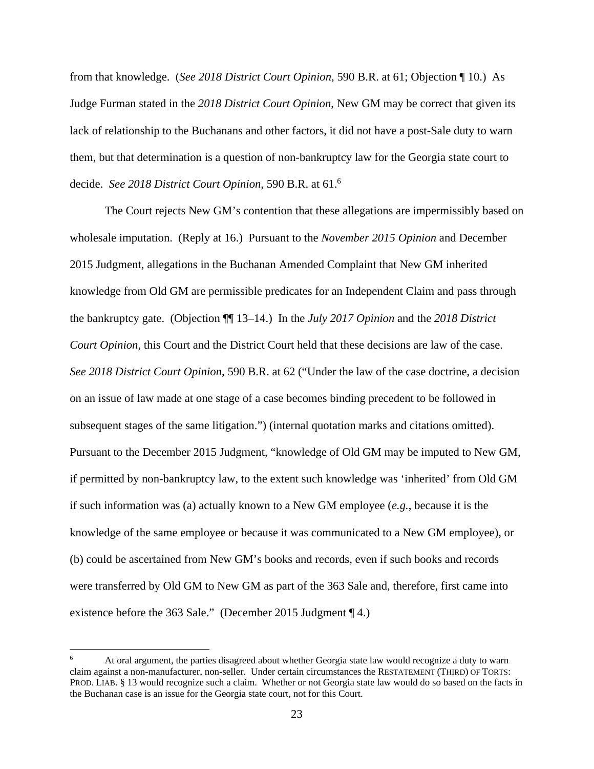from that knowledge. (*See 2018 District Court Opinion*, 590 B.R. at 61; Objection ¶ 10.) As Judge Furman stated in the *2018 District Court Opinion*, New GM may be correct that given its lack of relationship to the Buchanans and other factors, it did not have a post-Sale duty to warn them, but that determination is a question of non-bankruptcy law for the Georgia state court to decide. *See 2018 District Court Opinion*, 590 B.R. at 61.[6]

The Court rejects New GM's contention that these allegations are impermissibly based on wholesale imputation. (Reply at 16.) Pursuant to the *November 2015 Opinion* and December 2015 Judgment, allegations in the Buchanan Amended Complaint that New GM inherited knowledge from Old GM are permissible predicates for an Independent Claim and pass through the bankruptcy gate. (Objection ¶¶ 13–14.) In the *July 2017 Opinion* and the *2018 District Court Opinion*, this Court and the District Court held that these decisions are law of the case. *See 2018 District Court Opinion*, 590 B.R. at 62 ("Under the law of the case doctrine, a decision on an issue of law made at one stage of a case becomes binding precedent to be followed in subsequent stages of the same litigation.") (internal quotation marks and citations omitted). Pursuant to the December 2015 Judgment, "knowledge of Old GM may be imputed to New GM, if permitted by non-bankruptcy law, to the extent such knowledge was 'inherited' from Old GM if such information was (a) actually known to a New GM employee (*e.g.*, because it is the knowledge of the same employee or because it was communicated to a New GM employee), or (b) could be ascertained from New GM's books and records, even if such books and records were transferred by Old GM to New GM as part of the 363 Sale and, therefore, first came into existence before the 363 Sale." (December 2015 Judgment ¶ 4.)

---

[6] At oral argument, the parties disagreed about whether Georgia state law would recognize a duty to warn claim against a non-manufacturer, non-seller. Under certain circumstances the RESTATEMENT (THIRD) OF TORTS: PROD. LIAB. § 13 would recognize such a claim. Whether or not Georgia state law would do so based on the facts in the Buchanan case is an issue for the Georgia state court, not for this Court.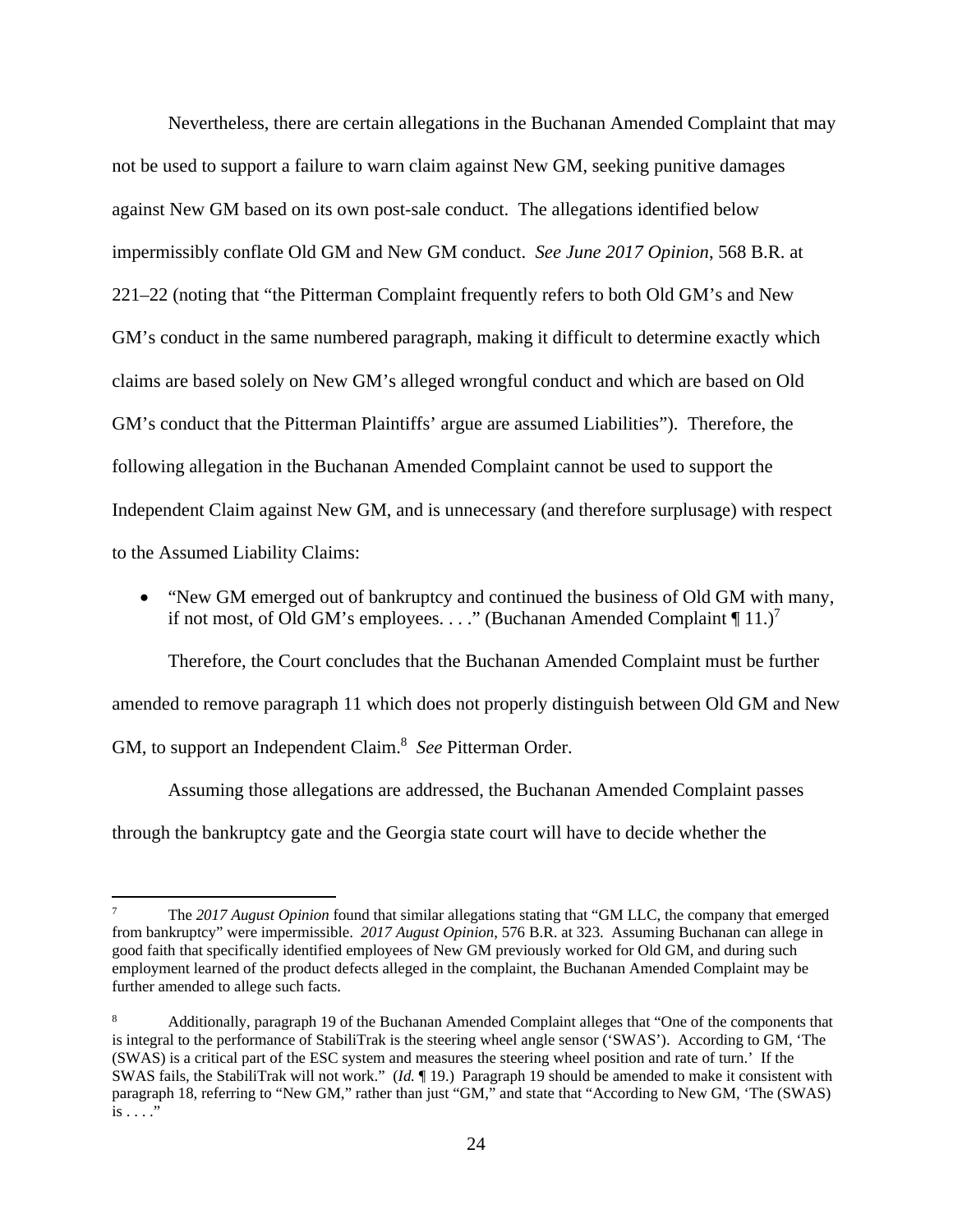Nevertheless, there are certain allegations in the Buchanan Amended Complaint that may not be used to support a failure to warn claim against New GM, seeking punitive damages against New GM based on its own post-sale conduct. The allegations identified below impermissibly conflate Old GM and New GM conduct. *See June 2017 Opinion*, 568 B.R. at 221–22 (noting that "the Pitterman Complaint frequently refers to both Old GM's and New GM's conduct in the same numbered paragraph, making it difficult to determine exactly which claims are based solely on New GM's alleged wrongful conduct and which are based on Old GM's conduct that the Pitterman Plaintiffs' argue are assumed Liabilities"). Therefore, the following allegation in the Buchanan Amended Complaint cannot be used to support the Independent Claim against New GM, and is unnecessary (and therefore surplusage) with respect to the Assumed Liability Claims:

- "New GM emerged out of bankruptcy and continued the business of Old GM with many, if not most, of Old GM's employees. . . ." (Buchanan Amended Complaint ¶ 11.)[7]

Therefore, the Court concludes that the Buchanan Amended Complaint must be further amended to remove paragraph 11 which does not properly distinguish between Old GM and New GM, to support an Independent Claim.[8] *See* Pitterman Order.

Assuming those allegations are addressed, the Buchanan Amended Complaint passes through the bankruptcy gate and the Georgia state court will have to decide whether the

---

[7] The *2017 August Opinion* found that similar allegations stating that "GM LLC, the company that emerged from bankruptcy" were impermissible. *2017 August Opinion*, 576 B.R. at 323. Assuming Buchanan can allege in good faith that specifically identified employees of New GM previously worked for Old GM, and during such employment learned of the product defects alleged in the complaint, the Buchanan Amended Complaint may be further amended to allege such facts.

[8] Additionally, paragraph 19 of the Buchanan Amended Complaint alleges that "One of the components that is integral to the performance of StabiliTrak is the steering wheel angle sensor ('SWAS'). According to GM, 'The (SWAS) is a critical part of the ESC system and measures the steering wheel position and rate of turn.' If the SWAS fails, the StabiliTrak will not work." (*Id.* ¶ 19.) Paragraph 19 should be amended to make it consistent with paragraph 18, referring to "New GM," rather than just "GM," and state that "According to New GM, 'The (SWAS) is . . . .'"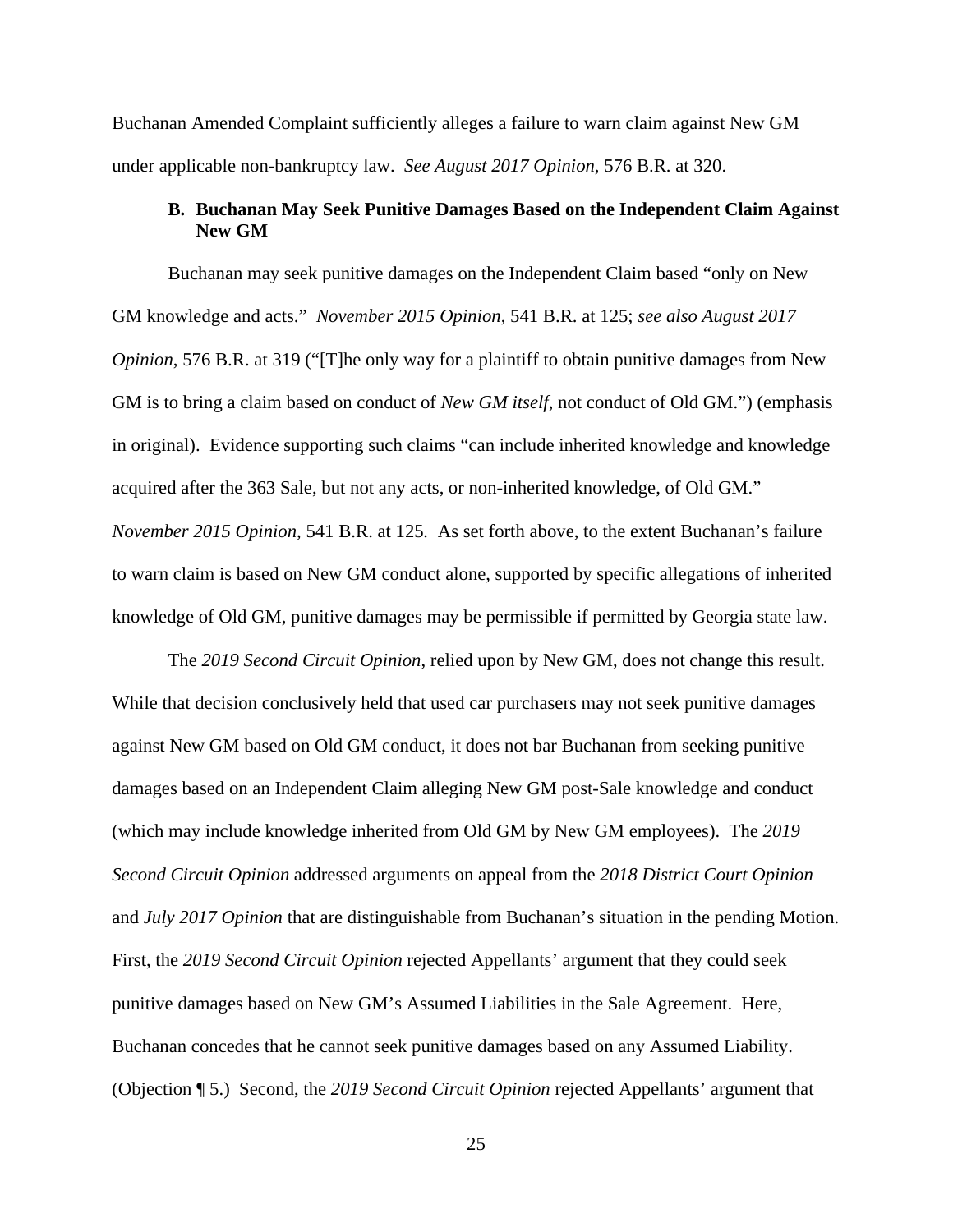Buchanan Amended Complaint sufficiently alleges a failure to warn claim against New GM under applicable non-bankruptcy law. *See August 2017 Opinion*, 576 B.R. at 320.

### B. Buchanan May Seek Punitive Damages Based on the Independent Claim Against New GM

Buchanan may seek punitive damages on the Independent Claim based "only on New GM knowledge and acts." *November 2015 Opinion*, 541 B.R. at 125; *see also August 2017 Opinion*, 576 B.R. at 319 ("[T]he only way for a plaintiff to obtain punitive damages from New GM is to bring a claim based on conduct of *New GM itself*, not conduct of Old GM.") (emphasis in original). Evidence supporting such claims "can include inherited knowledge and knowledge acquired after the 363 Sale, but not any acts, or non-inherited knowledge, of Old GM." *November 2015 Opinion*, 541 B.R. at 125. As set forth above, to the extent Buchanan's failure to warn claim is based on New GM conduct alone, supported by specific allegations of inherited knowledge of Old GM, punitive damages may be permissible if permitted by Georgia state law.

The *2019 Second Circuit Opinion*, relied upon by New GM, does not change this result. While that decision conclusively held that used car purchasers may not seek punitive damages against New GM based on Old GM conduct, it does not bar Buchanan from seeking punitive damages based on an Independent Claim alleging New GM post-Sale knowledge and conduct (which may include knowledge inherited from Old GM by New GM employees). The *2019 Second Circuit Opinion* addressed arguments on appeal from the *2018 District Court Opinion* and *July 2017 Opinion* that are distinguishable from Buchanan's situation in the pending Motion. First, the *2019 Second Circuit Opinion* rejected Appellants' argument that they could seek punitive damages based on New GM's Assumed Liabilities in the Sale Agreement. Here, Buchanan concedes that he cannot seek punitive damages based on any Assumed Liability. (Objection ¶ 5.) Second, the *2019 Second Circuit Opinion* rejected Appellants' argument that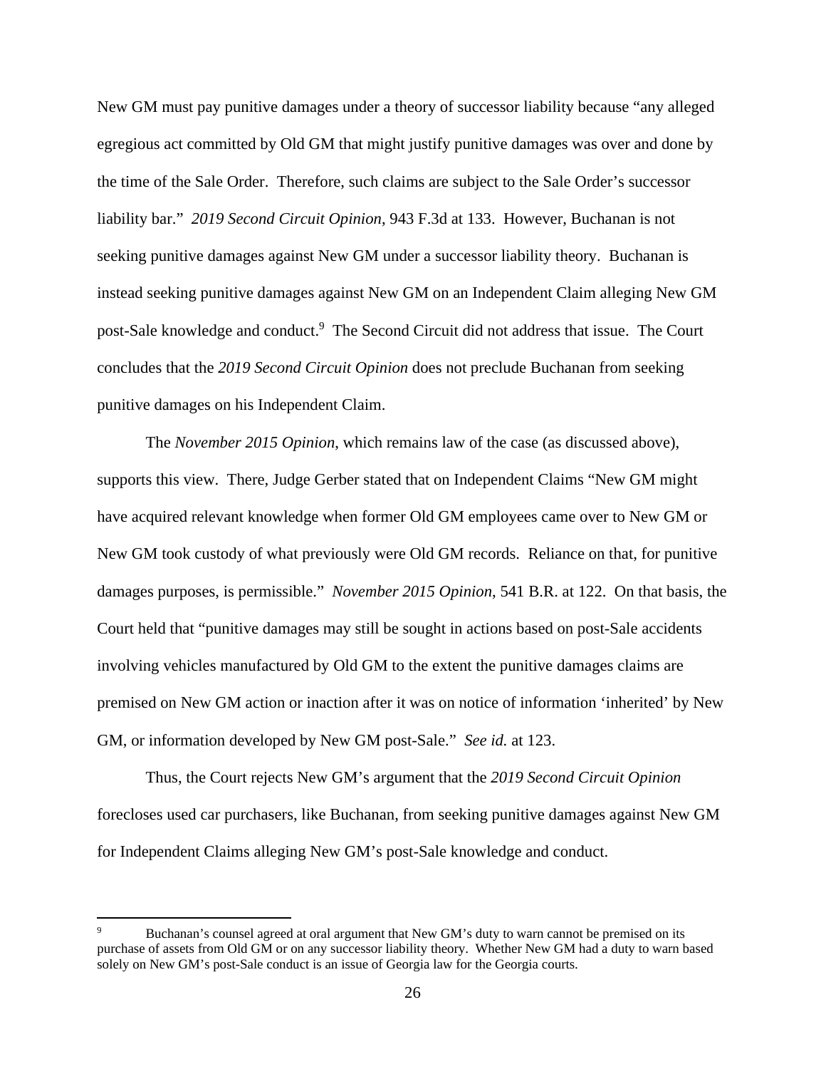New GM must pay punitive damages under a theory of successor liability because "any alleged egregious act committed by Old GM that might justify punitive damages was over and done by the time of the Sale Order. Therefore, such claims are subject to the Sale Order's successor liability bar." *2019 Second Circuit Opinion*, 943 F.3d at 133. However, Buchanan is not seeking punitive damages against New GM under a successor liability theory. Buchanan is instead seeking punitive damages against New GM on an Independent Claim alleging New GM post-Sale knowledge and conduct.[9] The Second Circuit did not address that issue. The Court concludes that the *2019 Second Circuit Opinion* does not preclude Buchanan from seeking punitive damages on his Independent Claim.

The *November 2015 Opinion*, which remains law of the case (as discussed above), supports this view. There, Judge Gerber stated that on Independent Claims "New GM might have acquired relevant knowledge when former Old GM employees came over to New GM or New GM took custody of what previously were Old GM records. Reliance on that, for punitive damages purposes, is permissible." *November 2015 Opinion,* 541 B.R. at 122. On that basis, the Court held that "punitive damages may still be sought in actions based on post-Sale accidents involving vehicles manufactured by Old GM to the extent the punitive damages claims are premised on New GM action or inaction after it was on notice of information 'inherited' by New GM, or information developed by New GM post-Sale." *See id.* at 123.

Thus, the Court rejects New GM's argument that the *2019 Second Circuit Opinion* forecloses used car purchasers, like Buchanan, from seeking punitive damages against New GM for Independent Claims alleging New GM's post-Sale knowledge and conduct.

---

[9] Buchanan's counsel agreed at oral argument that New GM's duty to warn cannot be premised on its purchase of assets from Old GM or on any successor liability theory. Whether New GM had a duty to warn based solely on New GM's post-Sale conduct is an issue of Georgia law for the Georgia courts.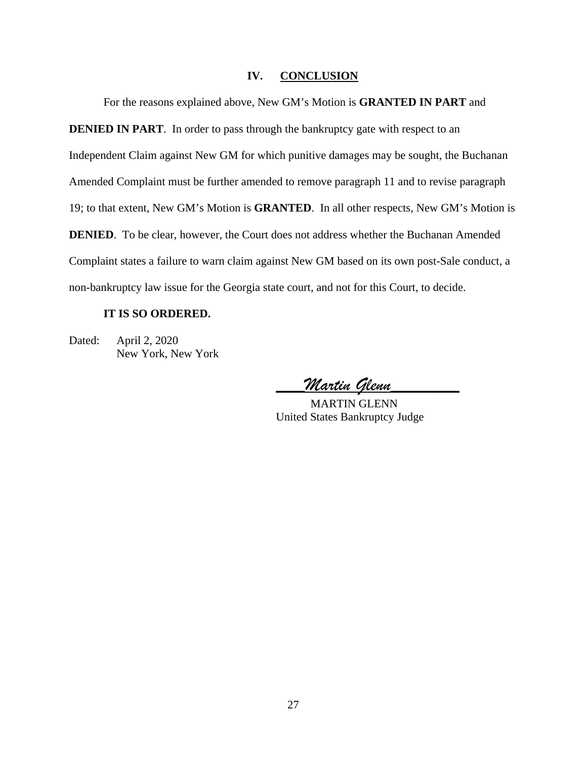## IV. CONCLUSION

For the reasons explained above, New GM's Motion is **GRANTED IN PART** and **DENIED IN PART**. In order to pass through the bankruptcy gate with respect to an Independent Claim against New GM for which punitive damages may be sought, the Buchanan Amended Complaint must be further amended to remove paragraph 11 and to revise paragraph 19; to that extent, New GM's Motion is **GRANTED**. In all other respects, New GM's Motion is **DENIED**. To be clear, however, the Court does not address whether the Buchanan Amended Complaint states a failure to warn claim against New GM based on its own post-Sale conduct, a non-bankruptcy law issue for the Georgia state court, and not for this Court, to decide.

**IT IS SO ORDERED.**

Dated: April 2, 2020
New York, New York

*Martin Glenn*

MARTIN GLENN
United States Bankruptcy Judge